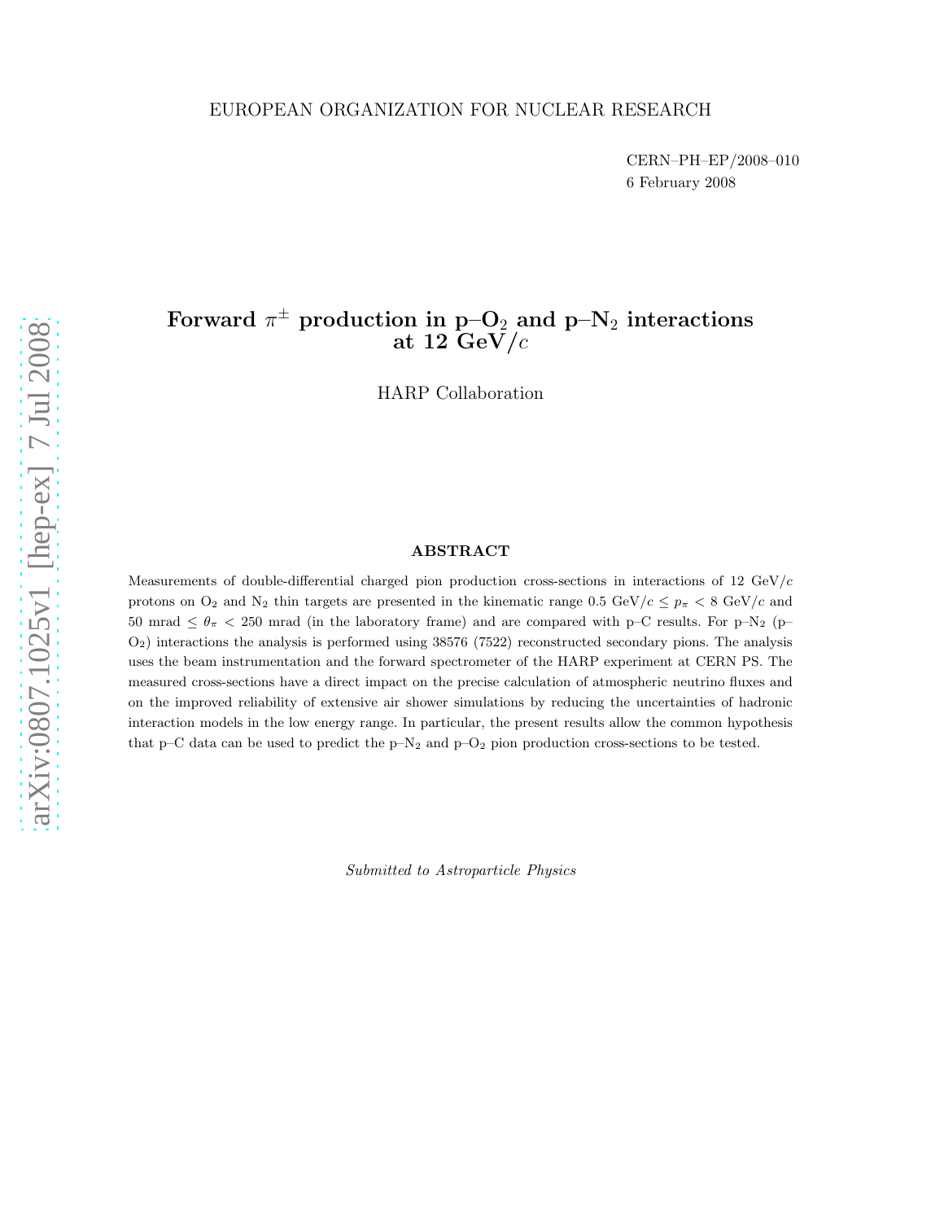EUROPEAN ORGANIZATION FOR NUCLEAR RESEARCH

CERN–PH–EP/2008–010
6 February 2008

# Forward $\pi^{\pm}$ production in p–$O_2$ and p–$N_2$ interactions at 12 GeV/$c$

HARP Collaboration

## ABSTRACT

Measurements of double-differential charged pion production cross-sections in interactions of 12 GeV/$c$ protons on $O_2$ and $N_2$ thin targets are presented in the kinematic range 0.5 GeV/$c$ $\leq p_\pi <$ 8 GeV/$c$ and 50 mrad $\leq \theta_\pi <$ 250 mrad (in the laboratory frame) and are compared with p–C results. For p–$N_2$ (p–$O_2$) interactions the analysis is performed using 38576 (7522) reconstructed secondary pions. The analysis uses the beam instrumentation and the forward spectrometer of the HARP experiment at CERN PS. The measured cross-sections have a direct impact on the precise calculation of atmospheric neutrino fluxes and on the improved reliability of extensive air shower simulations by reducing the uncertainties of hadronic interaction models in the low energy range. In particular, the present results allow the common hypothesis that p–C data can be used to predict the p–$N_2$ and p–$O_2$ pion production cross-sections to be tested.

*Submitted to Astroparticle Physics*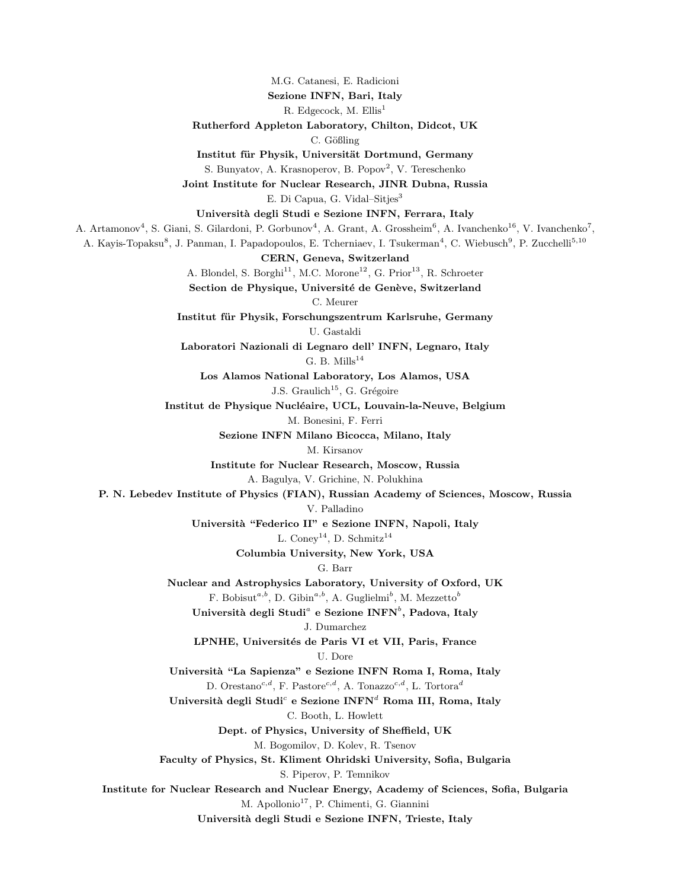M.G. Catanesi, E. Radicioni

**Sezione INFN, Bari, Italy**

R. Edgecock, M. Ellis[1]

**Rutherford Appleton Laboratory, Chilton, Didcot, UK**

C. Gößling

**Institut für Physik, Universität Dortmund, Germany**

S. Bunyatov, A. Krasnoperov, B. Popov[2], V. Tereschenko

**Joint Institute for Nuclear Research, JINR Dubna, Russia**

E. Di Capua, G. Vidal–Sitjes[3]

**Università degli Studi e Sezione INFN, Ferrara, Italy**

A. Artamonov[4], S. Giani, S. Gilardoni, P. Gorbunov[4], A. Grant, A. Grossheim[6], A. Ivanchenko[16], V. Ivanchenko[7], A. Kayis-Topaksu[8], J. Panman, I. Papadopoulos, E. Tcherniaev, I. Tsukerman[4], C. Wiebusch[9], P. Zucchelli[5,10]

**CERN, Geneva, Switzerland**

A. Blondel, S. Borghi[11], M.C. Morone[12], G. Prior[13], R. Schroeter

**Section de Physique, Université de Genève, Switzerland**

C. Meurer

**Institut für Physik, Forschungszentrum Karlsruhe, Germany**

U. Gastaldi

**Laboratori Nazionali di Legnaro dell' INFN, Legnaro, Italy**

G. B. Mills[14]

**Los Alamos National Laboratory, Los Alamos, USA**

J.S. Graulich[15], G. Grégoire

**Institut de Physique Nucléaire, UCL, Louvain-la-Neuve, Belgium**

M. Bonesini, F. Ferri

**Sezione INFN Milano Bicocca, Milano, Italy**

M. Kirsanov

**Institute for Nuclear Research, Moscow, Russia**

A. Bagulya, V. Grichine, N. Polukhina

**P. N. Lebedev Institute of Physics (FIAN), Russian Academy of Sciences, Moscow, Russia**

V. Palladino

**Università "Federico II" e Sezione INFN, Napoli, Italy**

L. Coney[14], D. Schmitz[14]

**Columbia University, New York, USA**

G. Barr

**Nuclear and Astrophysics Laboratory, University of Oxford, UK**

F. Bobisut[a,b], D. Gibin[a,b], A. Guglielmi[b], M. Mezzetto[b]

**Università degli Studi[a] e Sezione INFN[b], Padova, Italy**

J. Dumarchez

**LPNHE, Universités de Paris VI et VII, Paris, France**

U. Dore

**Università "La Sapienza" e Sezione INFN Roma I, Roma, Italy**

D. Orestano[c,d], F. Pastore[c,d], A. Tonazzo[c,d], L. Tortora[d]

**Università degli Studi[c] e Sezione INFN[d] Roma III, Roma, Italy**

C. Booth, L. Howlett

**Dept. of Physics, University of Sheffield, UK**

M. Bogomilov, D. Kolev, R. Tsenov

**Faculty of Physics, St. Kliment Ohridski University, Sofia, Bulgaria**

S. Piperov, P. Temnikov

**Institute for Nuclear Research and Nuclear Energy, Academy of Sciences, Sofia, Bulgaria**

M. Apollonio[17], P. Chimenti, G. Giannini

**Università degli Studi e Sezione INFN, Trieste, Italy**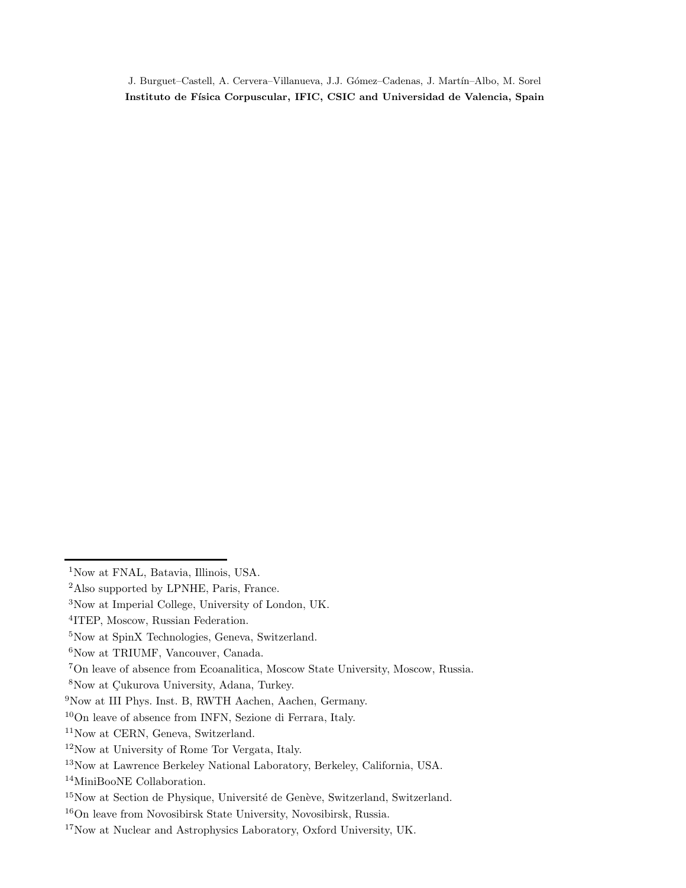J. Burguet–Castell, A. Cervera–Villanueva, J.J. Gómez–Cadenas, J. Martín–Albo, M. Sorel
**Instituto de Física Corpuscular, IFIC, CSIC and Universidad de Valencia, Spain**

---

[1]Now at FNAL, Batavia, Illinois, USA.

[2]Also supported by LPNHE, Paris, France.

[3]Now at Imperial College, University of London, UK.

[4]ITEP, Moscow, Russian Federation.

[5]Now at SpinX Technologies, Geneva, Switzerland.

[6]Now at TRIUMF, Vancouver, Canada.

[7]On leave of absence from Ecoanalitica, Moscow State University, Moscow, Russia.

[8]Now at Çukurova University, Adana, Turkey.

[9]Now at III Phys. Inst. B, RWTH Aachen, Aachen, Germany.

[10]On leave of absence from INFN, Sezione di Ferrara, Italy.

[11]Now at CERN, Geneva, Switzerland.

[12]Now at University of Rome Tor Vergata, Italy.

[13]Now at Lawrence Berkeley National Laboratory, Berkeley, California, USA.

[14]MiniBooNE Collaboration.

[15]Now at Section de Physique, Université de Genève, Switzerland, Switzerland.

[16]On leave from Novosibirsk State University, Novosibirsk, Russia.

[17]Now at Nuclear and Astrophysics Laboratory, Oxford University, UK.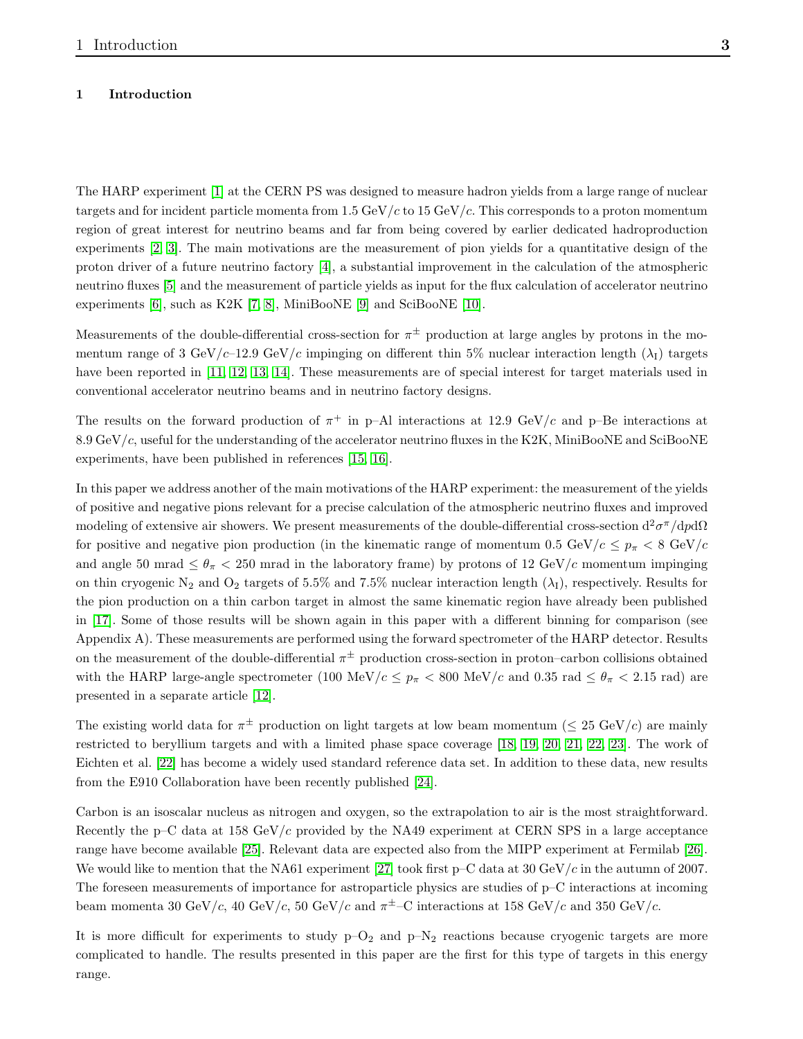# 1 Introduction

The HARP experiment [1] at the CERN PS was designed to measure hadron yields from a large range of nuclear targets and for incident particle momenta from 1.5 GeV/$c$ to 15 GeV/$c$. This corresponds to a proton momentum region of great interest for neutrino beams and far from being covered by earlier dedicated hadroproduction experiments [2, 3]. The main motivations are the measurement of pion yields for a quantitative design of the proton driver of a future neutrino factory [4], a substantial improvement in the calculation of the atmospheric neutrino fluxes [5] and the measurement of particle yields as input for the flux calculation of accelerator neutrino experiments [6], such as K2K [7, 8], MiniBooNE [9] and SciBooNE [10].

Measurements of the double-differential cross-section for $\pi^{\pm}$ production at large angles by protons in the momentum range of 3 GeV/$c$–12.9 GeV/$c$ impinging on different thin 5% nuclear interaction length ($\lambda_{\mathrm{I}}$) targets have been reported in [11, 12, 13, 14]. These measurements are of special interest for target materials used in conventional accelerator neutrino beams and in neutrino factory designs.

The results on the forward production of $\pi^{+}$ in p–Al interactions at 12.9 GeV/$c$ and p–Be interactions at 8.9 GeV/$c$, useful for the understanding of the accelerator neutrino fluxes in the K2K, MiniBooNE and SciBooNE experiments, have been published in references [15, 16].

In this paper we address another of the main motivations of the HARP experiment: the measurement of the yields of positive and negative pions relevant for a precise calculation of the atmospheric neutrino fluxes and improved modeling of extensive air showers. We present measurements of the double-differential cross-section $\mathrm{d}^2\sigma^{\pi}/\mathrm{d}p\mathrm{d}\Omega$ for positive and negative pion production (in the kinematic range of momentum 0.5 GeV/$c \leq p_{\pi} <$ 8 GeV/$c$ and angle 50 mrad $\leq \theta_{\pi} <$ 250 mrad in the laboratory frame) by protons of 12 GeV/$c$ momentum impinging on thin cryogenic $N_2$ and $O_2$ targets of 5.5% and 7.5% nuclear interaction length ($\lambda_{\mathrm{I}}$), respectively. Results for the pion production on a thin carbon target in almost the same kinematic region have already been published in [17]. Some of those results will be shown again in this paper with a different binning for comparison (see Appendix A). These measurements are performed using the forward spectrometer of the HARP detector. Results on the measurement of the double-differential $\pi^{\pm}$ production cross-section in proton–carbon collisions obtained with the HARP large-angle spectrometer (100 MeV/$c \leq p_{\pi} <$ 800 MeV/$c$ and 0.35 rad $\leq \theta_{\pi} <$ 2.15 rad) are presented in a separate article [12].

The existing world data for $\pi^{\pm}$ production on light targets at low beam momentum ($\leq$ 25 GeV/$c$) are mainly restricted to beryllium targets and with a limited phase space coverage [18, 19, 20, 21, 22, 23]. The work of Eichten et al. [22] has become a widely used standard reference data set. In addition to these data, new results from the E910 Collaboration have been recently published [24].

Carbon is an isoscalar nucleus as nitrogen and oxygen, so the extrapolation to air is the most straightforward. Recently the p–C data at 158 GeV/$c$ provided by the NA49 experiment at CERN SPS in a large acceptance range have become available [25]. Relevant data are expected also from the MIPP experiment at Fermilab [26]. We would like to mention that the NA61 experiment [27] took first p–C data at 30 GeV/$c$ in the autumn of 2007. The foreseen measurements of importance for astroparticle physics are studies of p–C interactions at incoming beam momenta 30 GeV/$c$, 40 GeV/$c$, 50 GeV/$c$ and $\pi^{\pm}$–C interactions at 158 GeV/$c$ and 350 GeV/$c$.

It is more difficult for experiments to study p–$O_2$ and p–$N_2$ reactions because cryogenic targets are more complicated to handle. The results presented in this paper are the first for this type of targets in this energy range.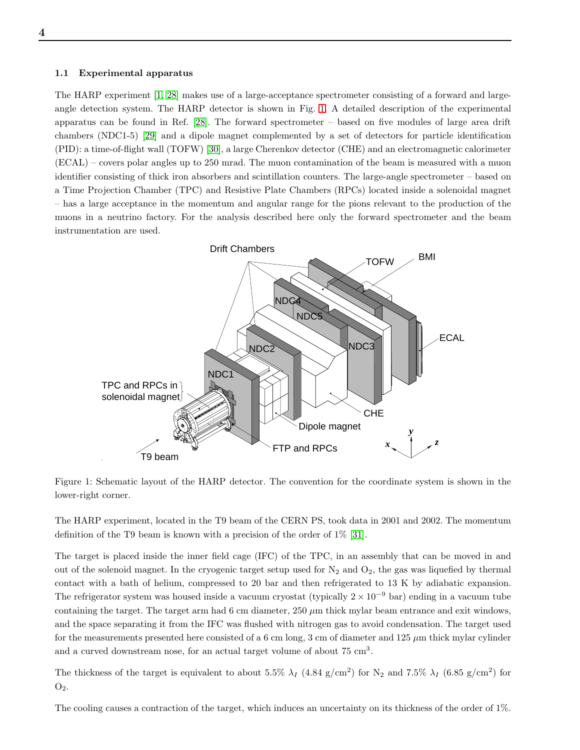### 1.1 Experimental apparatus

The HARP experiment [1, 28] makes use of a large-acceptance spectrometer consisting of a forward and large-angle detection system. The HARP detector is shown in Fig. 1. A detailed description of the experimental apparatus can be found in Ref. [28]. The forward spectrometer – based on five modules of large area drift chambers (NDC1-5) [29] and a dipole magnet complemented by a set of detectors for particle identification (PID): a time-of-flight wall (TOFW) [30], a large Cherenkov detector (CHE) and an electromagnetic calorimeter (ECAL) – covers polar angles up to 250 mrad. The muon contamination of the beam is measured with a muon identifier consisting of thick iron absorbers and scintillation counters. The large-angle spectrometer – based on a Time Projection Chamber (TPC) and Resistive Plate Chambers (RPCs) located inside a solenoidal magnet – has a large acceptance in the momentum and angular range for the pions relevant to the production of the muons in a neutrino factory. For the analysis described here only the forward spectrometer and the beam instrumentation are used.

Figure 1: Schematic layout of the HARP detector. The convention for the coordinate system is shown in the lower-right corner.

The HARP experiment, located in the T9 beam of the CERN PS, took data in 2001 and 2002. The momentum definition of the T9 beam is known with a precision of the order of 1% [31].

The target is placed inside the inner field cage (IFC) of the TPC, in an assembly that can be moved in and out of the solenoid magnet. In the cryogenic target setup used for $N_2$ and $O_2$, the gas was liquefied by thermal contact with a bath of helium, compressed to 20 bar and then refrigerated to 13 K by adiabatic expansion. The refrigerator system was housed inside a vacuum cryostat (typically $2 \times 10^{-9}$ bar) ending in a vacuum tube containing the target. The target arm had 6 cm diameter, 250 $\mu$m thick mylar beam entrance and exit windows, and the space separating it from the IFC was flushed with nitrogen gas to avoid condensation. The target used for the measurements presented here consisted of a 6 cm long, 3 cm of diameter and 125 $\mu$m thick mylar cylinder and a curved downstream nose, for an actual target volume of about 75 cm$^3$.

The thickness of the target is equivalent to about 5.5% $\lambda_I$ (4.84 g/cm$^2$) for $N_2$ and 7.5% $\lambda_I$ (6.85 g/cm$^2$) for $O_2$.

The cooling causes a contraction of the target, which induces an uncertainty on its thickness of the order of 1%.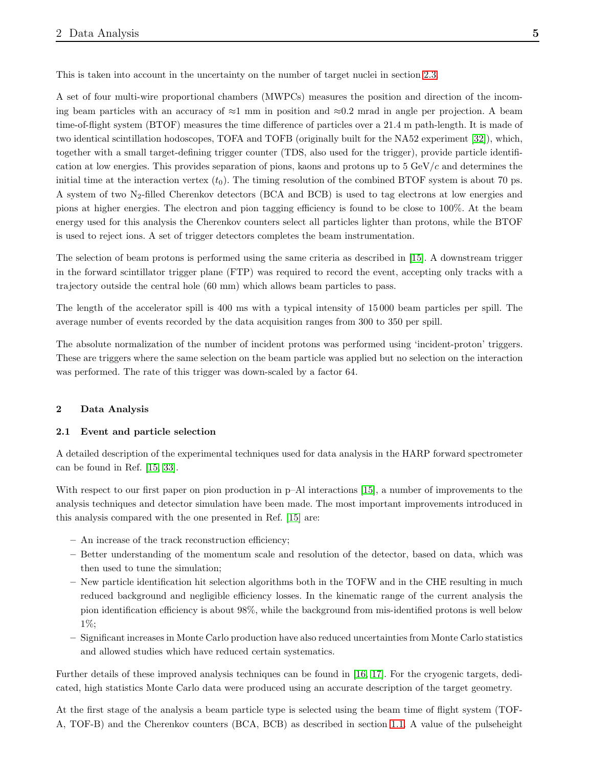This is taken into account in the uncertainty on the number of target nuclei in section 2.3.

A set of four multi-wire proportional chambers (MWPCs) measures the position and direction of the incoming beam particles with an accuracy of ≈1 mm in position and ≈0.2 mrad in angle per projection. A beam time-of-flight system (BTOF) measures the time difference of particles over a 21.4 m path-length. It is made of two identical scintillation hodoscopes, TOFA and TOFB (originally built for the NA52 experiment [32]), which, together with a small target-defining trigger counter (TDS, also used for the trigger), provide particle identification at low energies. This provides separation of pions, kaons and protons up to 5 GeV/$c$ and determines the initial time at the interaction vertex ($t_0$). The timing resolution of the combined BTOF system is about 70 ps. A system of two $N_2$-filled Cherenkov detectors (BCA and BCB) is used to tag electrons at low energies and pions at higher energies. The electron and pion tagging efficiency is found to be close to 100%. At the beam energy used for this analysis the Cherenkov counters select all particles lighter than protons, while the BTOF is used to reject ions. A set of trigger detectors completes the beam instrumentation.

The selection of beam protons is performed using the same criteria as described in [15]. A downstream trigger in the forward scintillator trigger plane (FTP) was required to record the event, accepting only tracks with a trajectory outside the central hole (60 mm) which allows beam particles to pass.

The length of the accelerator spill is 400 ms with a typical intensity of 15 000 beam particles per spill. The average number of events recorded by the data acquisition ranges from 300 to 350 per spill.

The absolute normalization of the number of incident protons was performed using 'incident-proton' triggers. These are triggers where the same selection on the beam particle was applied but no selection on the interaction was performed. The rate of this trigger was down-scaled by a factor 64.

## 2 Data Analysis

### 2.1 Event and particle selection

A detailed description of the experimental techniques used for data analysis in the HARP forward spectrometer can be found in Ref. [15, 33].

With respect to our first paper on pion production in p–Al interactions [15], a number of improvements to the analysis techniques and detector simulation have been made. The most important improvements introduced in this analysis compared with the one presented in Ref. [15] are:

- An increase of the track reconstruction efficiency;
- Better understanding of the momentum scale and resolution of the detector, based on data, which was then used to tune the simulation;
- New particle identification hit selection algorithms both in the TOFW and in the CHE resulting in much reduced background and negligible efficiency losses. In the kinematic range of the current analysis the pion identification efficiency is about 98%, while the background from mis-identified protons is well below 1%;
- Significant increases in Monte Carlo production have also reduced uncertainties from Monte Carlo statistics and allowed studies which have reduced certain systematics.

Further details of these improved analysis techniques can be found in [16, 17]. For the cryogenic targets, dedicated, high statistics Monte Carlo data were produced using an accurate description of the target geometry.

At the first stage of the analysis a beam particle type is selected using the beam time of flight system (TOF-A, TOF-B) and the Cherenkov counters (BCA, BCB) as described in section 1.1. A value of the pulseheight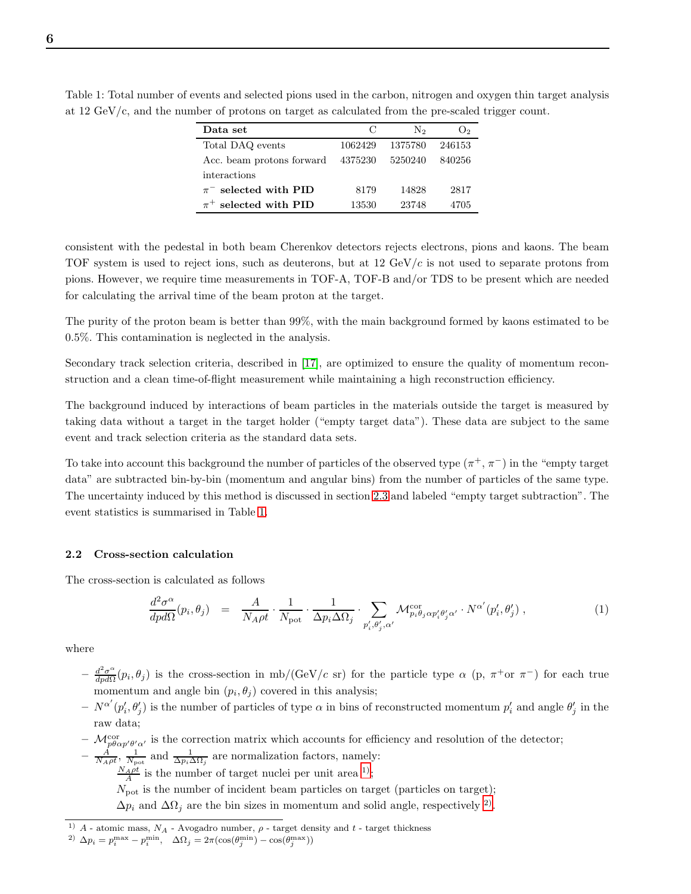Table 1: Total number of events and selected pions used in the carbon, nitrogen and oxygen thin target analysis at 12 GeV/c, and the number of protons on target as calculated from the pre-scaled trigger count.

| **Data set** | C | $N_2$ | $O_2$ |
|---|---|---|---|
| Total DAQ events | 1062429 | 1375780 | 246153 |
| Acc. beam protons forward interactions | 4375230 | 5250240 | 840256 |
| $\pi^-$ **selected with PID** | 8179 | 14828 | 2817 |
| $\pi^+$ **selected with PID** | 13530 | 23748 | 4705 |

consistent with the pedestal in both beam Cherenkov detectors rejects electrons, pions and kaons. The beam TOF system is used to reject ions, such as deuterons, but at 12 GeV/$c$ is not used to separate protons from pions. However, we require time measurements in TOF-A, TOF-B and/or TDS to be present which are needed for calculating the arrival time of the beam proton at the target.

The purity of the proton beam is better than 99%, with the main background formed by kaons estimated to be 0.5%. This contamination is neglected in the analysis.

Secondary track selection criteria, described in [17], are optimized to ensure the quality of momentum reconstruction and a clean time-of-flight measurement while maintaining a high reconstruction efficiency.

The background induced by interactions of beam particles in the materials outside the target is measured by taking data without a target in the target holder ("empty target data"). These data are subject to the same event and track selection criteria as the standard data sets.

To take into account this background the number of particles of the observed type ($\pi^+$, $\pi^-$) in the "empty target data" are subtracted bin-by-bin (momentum and angular bins) from the number of particles of the same type. The uncertainty induced by this method is discussed in section 2.3 and labeled "empty target subtraction". The event statistics is summarised in Table 1.

### 2.2 Cross-section calculation

The cross-section is calculated as follows

$$\frac{d^2\sigma^\alpha}{dp d\Omega}(p_i, \theta_j) = \frac{A}{N_A \rho t} \cdot \frac{1}{N_{\rm pot}} \cdot \frac{1}{\Delta p_i \Delta\Omega_j} \cdot \sum_{p'_i, \theta'_j, \alpha'} \mathcal{M}^{\rm cor}_{p_i \theta_j \alpha p'_i \theta'_j \alpha'} \cdot N^{\alpha'}(p'_i, \theta'_j) \ , \qquad (1)$$

where

- $\frac{d^2\sigma^\alpha}{dp d\Omega}(p_i, \theta_j)$ is the cross-section in mb/(GeV/$c$ sr) for the particle type $\alpha$ (p, $\pi^+$or $\pi^-$) for each true momentum and angle bin $(p_i, \theta_j)$ covered in this analysis;
- $N^{\alpha'}(p'_i, \theta'_j)$ is the number of particles of type $\alpha$ in bins of reconstructed momentum $p'_i$ and angle $\theta'_j$ in the raw data;
- $\mathcal{M}^{\rm cor}_{p\theta\alpha p'\theta'\alpha'}$ is the correction matrix which accounts for efficiency and resolution of the detector;
- $\frac{A}{N_A \rho t}$, $\frac{1}{N_{\rm pot}}$ and $\frac{1}{\Delta p_i \Delta\Omega_j}$ are normalization factors, namely:
  $\frac{N_A \rho t}{A}$ is the number of target nuclei per unit area [1];
  $N_{\rm pot}$ is the number of incident beam particles on target (particles on target);
  $\Delta p_i$ and $\Delta\Omega_j$ are the bin sizes in momentum and solid angle, respectively [2].

[1] $A$ - atomic mass, $N_A$ - Avogadro number, $\rho$ - target density and $t$ - target thickness

[2] $\Delta p_i = p_i^{\rm max} - p_i^{\rm min}$, $\quad \Delta\Omega_j = 2\pi(\cos(\theta_j^{\rm min}) - \cos(\theta_j^{\rm max}))$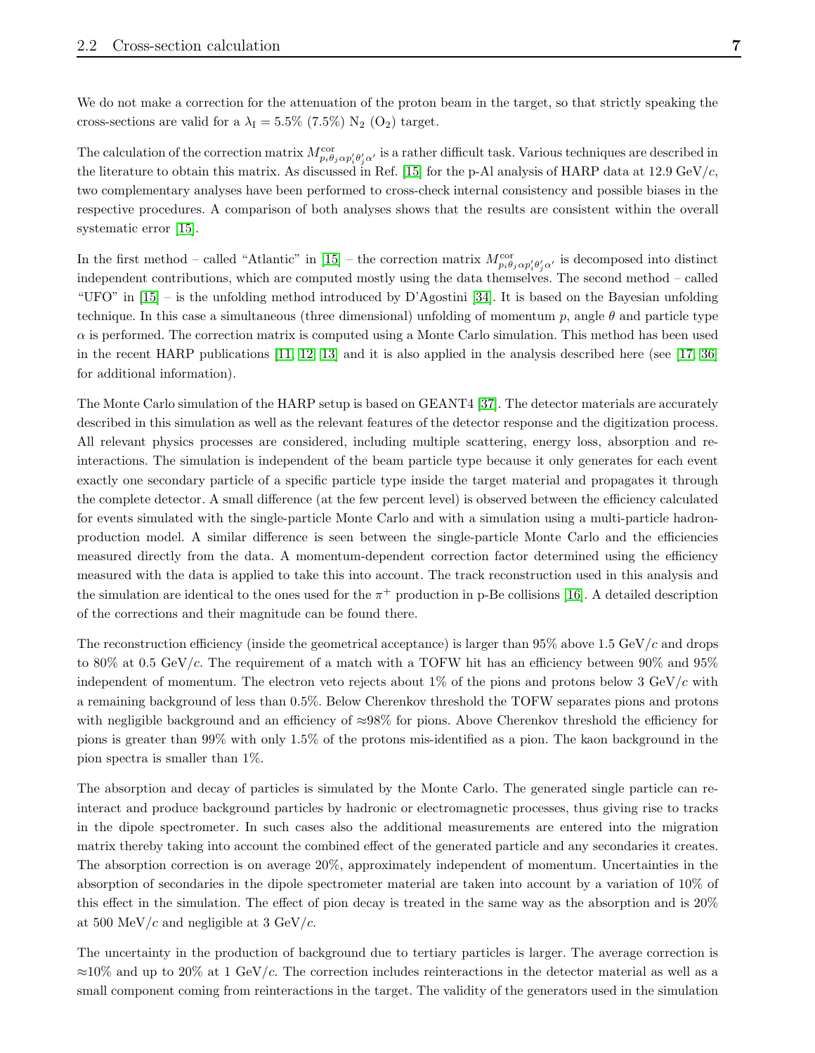We do not make a correction for the attenuation of the proton beam in the target, so that strictly speaking the cross-sections are valid for a $\lambda_{\rm I} = 5.5\%$ (7.5%) $N_2$ ($O_2$) target.

The calculation of the correction matrix $M^{\rm cor}_{p_i\theta_j\alpha p'_i\theta'_j\alpha'}$ is a rather difficult task. Various techniques are described in the literature to obtain this matrix. As discussed in Ref. [15] for the p-Al analysis of HARP data at 12.9 GeV/$c$, two complementary analyses have been performed to cross-check internal consistency and possible biases in the respective procedures. A comparison of both analyses shows that the results are consistent within the overall systematic error [15].

In the first method – called "Atlantic" in [15] – the correction matrix $M^{\rm cor}_{p_i\theta_j\alpha p'_i\theta'_j\alpha'}$ is decomposed into distinct independent contributions, which are computed mostly using the data themselves. The second method – called "UFO" in [15] – is the unfolding method introduced by D'Agostini [34]. It is based on the Bayesian unfolding technique. In this case a simultaneous (three dimensional) unfolding of momentum $p$, angle $\theta$ and particle type $\alpha$ is performed. The correction matrix is computed using a Monte Carlo simulation. This method has been used in the recent HARP publications [11, 12, 13] and it is also applied in the analysis described here (see [17, 36] for additional information).

The Monte Carlo simulation of the HARP setup is based on GEANT4 [37]. The detector materials are accurately described in this simulation as well as the relevant features of the detector response and the digitization process. All relevant physics processes are considered, including multiple scattering, energy loss, absorption and re-interactions. The simulation is independent of the beam particle type because it only generates for each event exactly one secondary particle of a specific particle type inside the target material and propagates it through the complete detector. A small difference (at the few percent level) is observed between the efficiency calculated for events simulated with the single-particle Monte Carlo and with a simulation using a multi-particle hadron-production model. A similar difference is seen between the single-particle Monte Carlo and the efficiencies measured directly from the data. A momentum-dependent correction factor determined using the efficiency measured with the data is applied to take this into account. The track reconstruction used in this analysis and the simulation are identical to the ones used for the $\pi^+$ production in p-Be collisions [16]. A detailed description of the corrections and their magnitude can be found there.

The reconstruction efficiency (inside the geometrical acceptance) is larger than 95% above 1.5 GeV/$c$ and drops to 80% at 0.5 GeV/$c$. The requirement of a match with a TOFW hit has an efficiency between 90% and 95% independent of momentum. The electron veto rejects about 1% of the pions and protons below 3 GeV/$c$ with a remaining background of less than 0.5%. Below Cherenkov threshold the TOFW separates pions and protons with negligible background and an efficiency of $\approx$98% for pions. Above Cherenkov threshold the efficiency for pions is greater than 99% with only 1.5% of the protons mis-identified as a pion. The kaon background in the pion spectra is smaller than 1%.

The absorption and decay of particles is simulated by the Monte Carlo. The generated single particle can re-interact and produce background particles by hadronic or electromagnetic processes, thus giving rise to tracks in the dipole spectrometer. In such cases also the additional measurements are entered into the migration matrix thereby taking into account the combined effect of the generated particle and any secondaries it creates. The absorption correction is on average 20%, approximately independent of momentum. Uncertainties in the absorption of secondaries in the dipole spectrometer material are taken into account by a variation of 10% of this effect in the simulation. The effect of pion decay is treated in the same way as the absorption and is 20% at 500 MeV/$c$ and negligible at 3 GeV/$c$.

The uncertainty in the production of background due to tertiary particles is larger. The average correction is $\approx$10% and up to 20% at 1 GeV/$c$. The correction includes reinteractions in the detector material as well as a small component coming from reinteractions in the target. The validity of the generators used in the simulation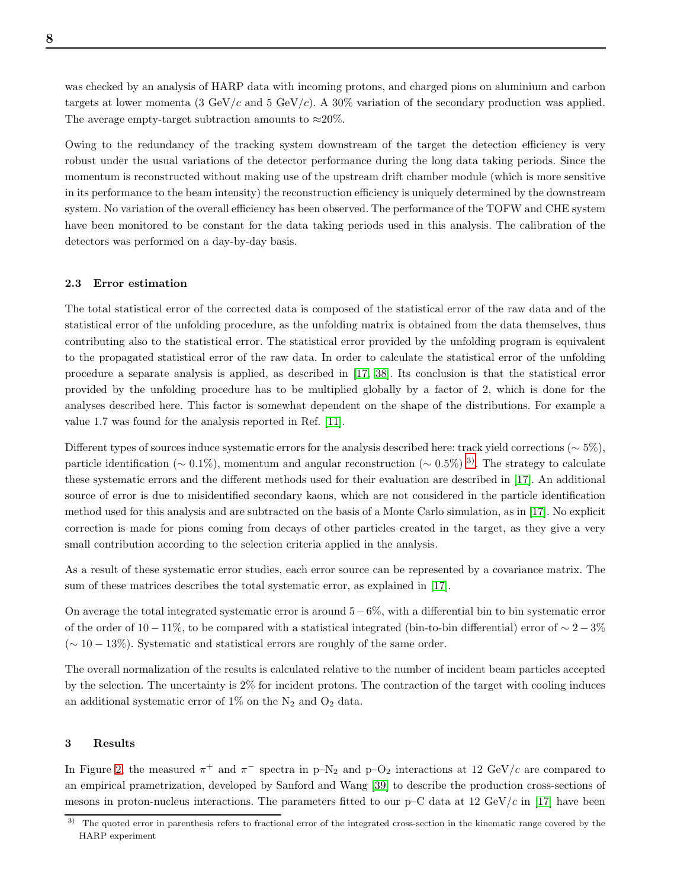was checked by an analysis of HARP data with incoming protons, and charged pions on aluminium and carbon targets at lower momenta (3 GeV/$c$ and 5 GeV/$c$). A 30% variation of the secondary production was applied. The average empty-target subtraction amounts to $\approx$20%.

Owing to the redundancy of the tracking system downstream of the target the detection efficiency is very robust under the usual variations of the detector performance during the long data taking periods. Since the momentum is reconstructed without making use of the upstream drift chamber module (which is more sensitive in its performance to the beam intensity) the reconstruction efficiency is uniquely determined by the downstream system. No variation of the overall efficiency has been observed. The performance of the TOFW and CHE system have been monitored to be constant for the data taking periods used in this analysis. The calibration of the detectors was performed on a day-by-day basis.

### 2.3 Error estimation

The total statistical error of the corrected data is composed of the statistical error of the raw data and of the statistical error of the unfolding procedure, as the unfolding matrix is obtained from the data themselves, thus contributing also to the statistical error. The statistical error provided by the unfolding program is equivalent to the propagated statistical error of the raw data. In order to calculate the statistical error of the unfolding procedure a separate analysis is applied, as described in [17, 38]. Its conclusion is that the statistical error provided by the unfolding procedure has to be multiplied globally by a factor of 2, which is done for the analyses described here. This factor is somewhat dependent on the shape of the distributions. For example a value 1.7 was found for the analysis reported in Ref. [11].

Different types of sources induce systematic errors for the analysis described here: track yield corrections ($\sim$ 5%), particle identification ($\sim$ 0.1%), momentum and angular reconstruction ($\sim$ 0.5%) [3)]. The strategy to calculate these systematic errors and the different methods used for their evaluation are described in [17]. An additional source of error is due to misidentified secondary kaons, which are not considered in the particle identification method used for this analysis and are subtracted on the basis of a Monte Carlo simulation, as in [17]. No explicit correction is made for pions coming from decays of other particles created in the target, as they give a very small contribution according to the selection criteria applied in the analysis.

As a result of these systematic error studies, each error source can be represented by a covariance matrix. The sum of these matrices describes the total systematic error, as explained in [17].

On average the total integrated systematic error is around $5-6$%, with a differential bin to bin systematic error of the order of $10-11$%, to be compared with a statistical integrated (bin-to-bin differential) error of $\sim 2-3$% ($\sim 10-13$%). Systematic and statistical errors are roughly of the same order.

The overall normalization of the results is calculated relative to the number of incident beam particles accepted by the selection. The uncertainty is 2% for incident protons. The contraction of the target with cooling induces an additional systematic error of 1% on the $N_2$ and $O_2$ data.

## 3 Results

In Figure 2, the measured $\pi^+$ and $\pi^-$ spectra in p–$N_2$ and p–$O_2$ interactions at 12 GeV/$c$ are compared to an empirical prametrization, developed by Sanford and Wang [39] to describe the production cross-sections of mesons in proton-nucleus interactions. The parameters fitted to our p–C data at 12 GeV/$c$ in [17] have been

---

[3)] The quoted error in parenthesis refers to fractional error of the integrated cross-section in the kinematic range covered by the HARP experiment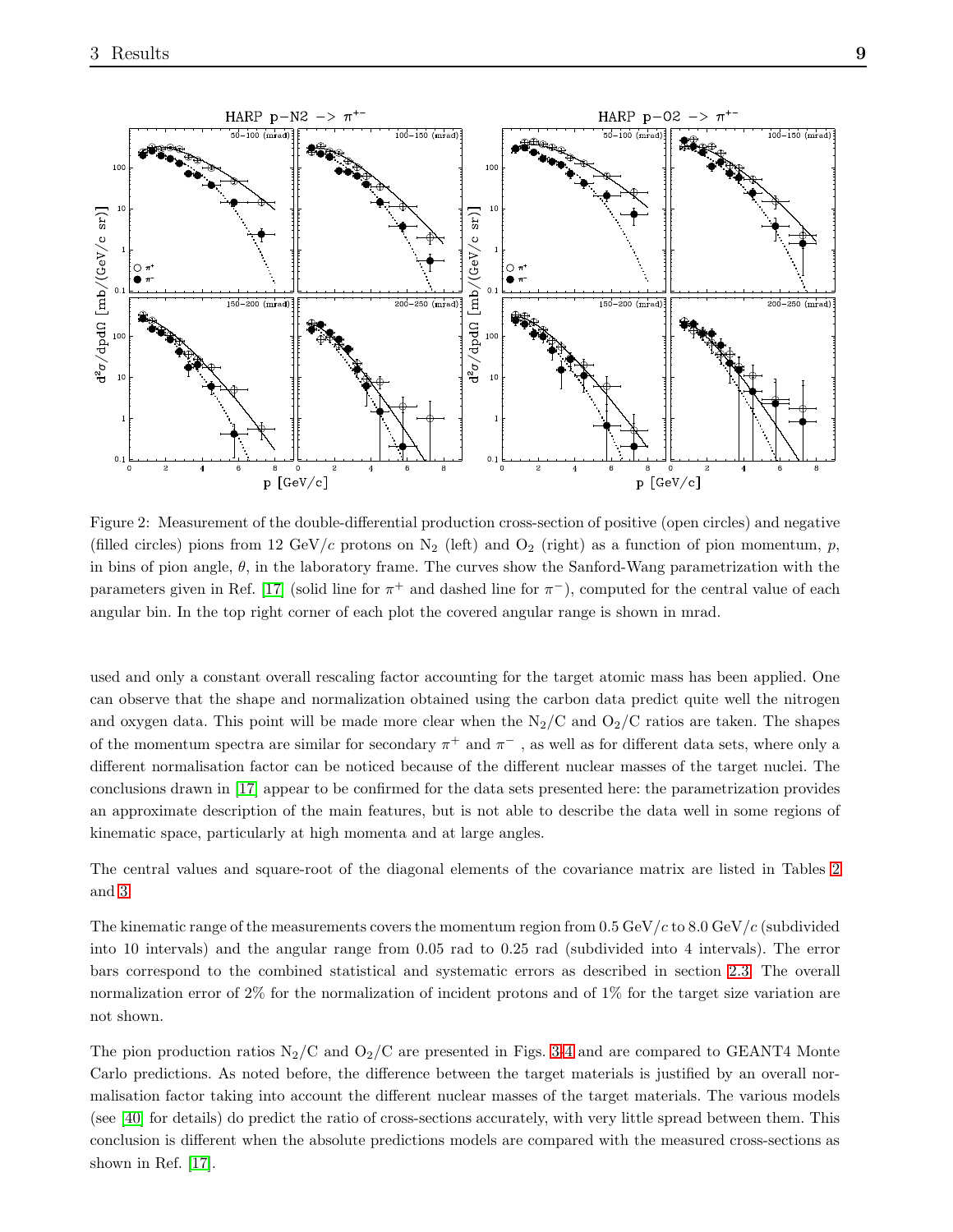Figure 2: Measurement of the double-differential production cross-section of positive (open circles) and negative (filled circles) pions from 12 GeV/$c$ protons on $N_2$ (left) and $O_2$ (right) as a function of pion momentum, $p$, in bins of pion angle, $\theta$, in the laboratory frame. The curves show the Sanford-Wang parametrization with the parameters given in Ref. [17] (solid line for $\pi^+$ and dashed line for $\pi^-$), computed for the central value of each angular bin. In the top right corner of each plot the covered angular range is shown in mrad.

used and only a constant overall rescaling factor accounting for the target atomic mass has been applied. One can observe that the shape and normalization obtained using the carbon data predict quite well the nitrogen and oxygen data. This point will be made more clear when the $N_2$/C and $O_2$/C ratios are taken. The shapes of the momentum spectra are similar for secondary $\pi^+$ and $\pi^-$ , as well as for different data sets, where only a different normalisation factor can be noticed because of the different nuclear masses of the target nuclei. The conclusions drawn in [17] appear to be confirmed for the data sets presented here: the parametrization provides an approximate description of the main features, but is not able to describe the data well in some regions of kinematic space, particularly at high momenta and at large angles.

The central values and square-root of the diagonal elements of the covariance matrix are listed in Tables 2 and 3.

The kinematic range of the measurements covers the momentum region from 0.5 GeV/$c$ to 8.0 GeV/$c$ (subdivided into 10 intervals) and the angular range from 0.05 rad to 0.25 rad (subdivided into 4 intervals). The error bars correspond to the combined statistical and systematic errors as described in section 2.3. The overall normalization error of 2% for the normalization of incident protons and of 1% for the target size variation are not shown.

The pion production ratios $N_2$/C and $O_2$/C are presented in Figs. 3-4 and are compared to GEANT4 Monte Carlo predictions. As noted before, the difference between the target materials is justified by an overall normalisation factor taking into account the different nuclear masses of the target materials. The various models (see [40] for details) do predict the ratio of cross-sections accurately, with very little spread between them. This conclusion is different when the absolute predictions models are compared with the measured cross-sections as shown in Ref. [17].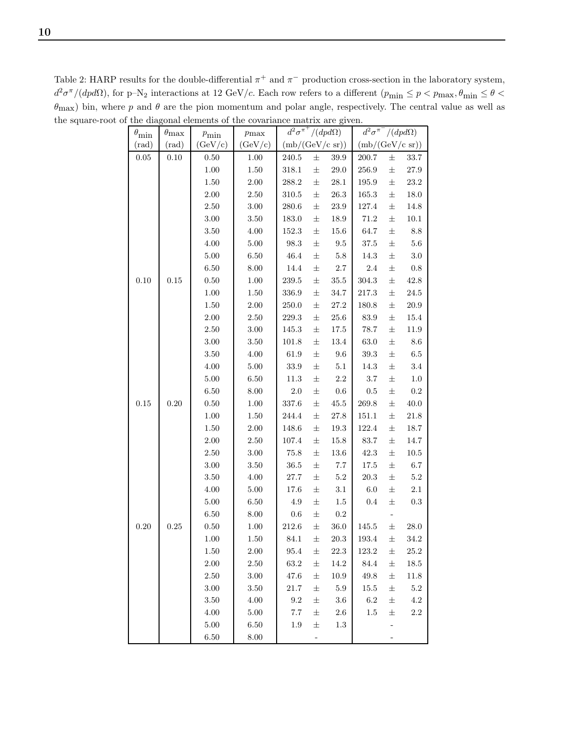Table 2: HARP results for the double-differential $\pi^+$ and $\pi^-$ production cross-section in the laboratory system, $d^2\sigma^{\pi}/(dpd\Omega)$, for p–$N_2$ interactions at 12 GeV/$c$. Each row refers to a different ($p_{\text{min}} \leq p < p_{\text{max}}, \theta_{\text{min}} \leq \theta < \theta_{\text{max}}$) bin, where $p$ and $\theta$ are the pion momentum and polar angle, respectively. The central value as well as the square-root of the diagonal elements of the covariance matrix are given.

| $\theta_{\text{min}}$ (rad) | $\theta_{\text{max}}$ (rad) | $p_{\text{min}}$ (GeV/c) | $p_{\text{max}}$ (GeV/c) | $d^2\sigma^{\pi^+}/(dpd\Omega)$ (mb/(GeV/c sr)) | $d^2\sigma^{\pi^-}/(dpd\Omega)$ (mb/(GeV/c sr)) |
|---|---|---|---|---|---|
| 0.05 | 0.10 | 0.50 | 1.00 | 240.5 ± 39.9 | 200.7 ± 33.7 |
| | | 1.00 | 1.50 | 318.1 ± 29.0 | 256.9 ± 27.9 |
| | | 1.50 | 2.00 | 288.2 ± 28.1 | 195.9 ± 23.2 |
| | | 2.00 | 2.50 | 310.5 ± 26.3 | 165.3 ± 18.0 |
| | | 2.50 | 3.00 | 280.6 ± 23.9 | 127.4 ± 14.8 |
| | | 3.00 | 3.50 | 183.0 ± 18.9 | 71.2 ± 10.1 |
| | | 3.50 | 4.00 | 152.3 ± 15.6 | 64.7 ± 8.8 |
| | | 4.00 | 5.00 | 98.3 ± 9.5 | 37.5 ± 5.6 |
| | | 5.00 | 6.50 | 46.4 ± 5.8 | 14.3 ± 3.0 |
| | | 6.50 | 8.00 | 14.4 ± 2.7 | 2.4 ± 0.8 |
| 0.10 | 0.15 | 0.50 | 1.00 | 239.5 ± 35.5 | 304.3 ± 42.8 |
| | | 1.00 | 1.50 | 336.9 ± 34.7 | 217.3 ± 24.5 |
| | | 1.50 | 2.00 | 250.0 ± 27.2 | 180.8 ± 20.9 |
| | | 2.00 | 2.50 | 229.3 ± 25.6 | 83.9 ± 15.4 |
| | | 2.50 | 3.00 | 145.3 ± 17.5 | 78.7 ± 11.9 |
| | | 3.00 | 3.50 | 101.8 ± 13.4 | 63.0 ± 8.6 |
| | | 3.50 | 4.00 | 61.9 ± 9.6 | 39.3 ± 6.5 |
| | | 4.00 | 5.00 | 33.9 ± 5.1 | 14.3 ± 3.4 |
| | | 5.00 | 6.50 | 11.3 ± 2.2 | 3.7 ± 1.0 |
| | | 6.50 | 8.00 | 2.0 ± 0.6 | 0.5 ± 0.2 |
| 0.15 | 0.20 | 0.50 | 1.00 | 337.6 ± 45.5 | 269.8 ± 40.0 |
| | | 1.00 | 1.50 | 244.4 ± 27.8 | 151.1 ± 21.8 |
| | | 1.50 | 2.00 | 148.6 ± 19.3 | 122.4 ± 18.7 |
| | | 2.00 | 2.50 | 107.4 ± 15.8 | 83.7 ± 14.7 |
| | | 2.50 | 3.00 | 75.8 ± 13.6 | 42.3 ± 10.5 |
| | | 3.00 | 3.50 | 36.5 ± 7.7 | 17.5 ± 6.7 |
| | | 3.50 | 4.00 | 27.7 ± 5.2 | 20.3 ± 5.2 |
| | | 4.00 | 5.00 | 17.6 ± 3.1 | 6.0 ± 2.1 |
| | | 5.00 | 6.50 | 4.9 ± 1.5 | 0.4 ± 0.3 |
| | | 6.50 | 8.00 | 0.6 ± 0.2 | - |
| 0.20 | 0.25 | 0.50 | 1.00 | 212.6 ± 36.0 | 145.5 ± 28.0 |
| | | 1.00 | 1.50 | 84.1 ± 20.3 | 193.4 ± 34.2 |
| | | 1.50 | 2.00 | 95.4 ± 22.3 | 123.2 ± 25.2 |
| | | 2.00 | 2.50 | 63.2 ± 14.2 | 84.4 ± 18.5 |
| | | 2.50 | 3.00 | 47.6 ± 10.9 | 49.8 ± 11.8 |
| | | 3.00 | 3.50 | 21.7 ± 5.9 | 15.5 ± 5.2 |
| | | 3.50 | 4.00 | 9.2 ± 3.6 | 6.2 ± 4.2 |
| | | 4.00 | 5.00 | 7.7 ± 2.6 | 1.5 ± 2.2 |
| | | 5.00 | 6.50 | 1.9 ± 1.3 | - |
| | | 6.50 | 8.00 | - | - |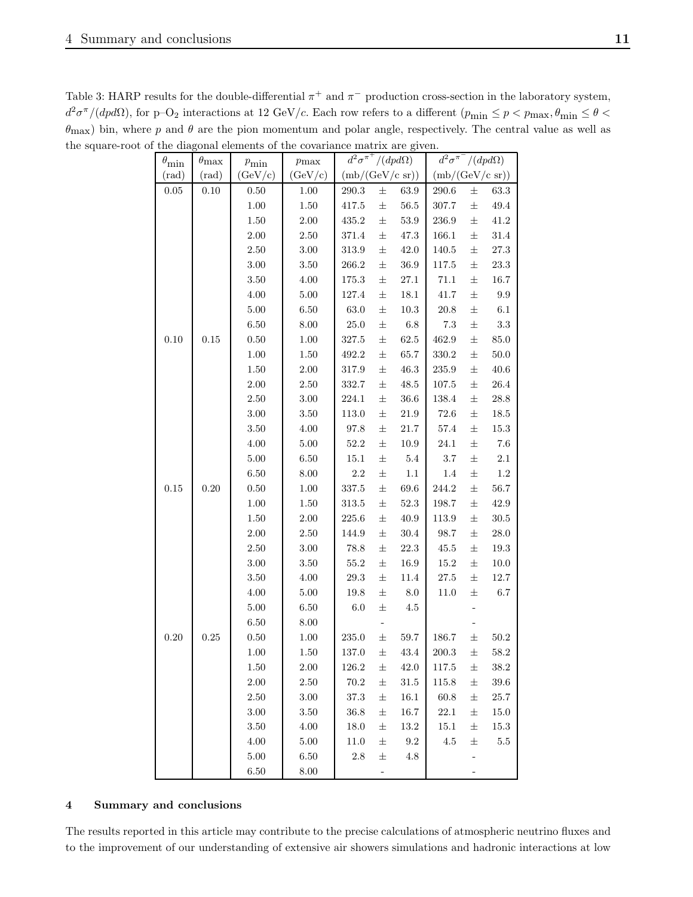Table 3: HARP results for the double-differential $\pi^+$ and $\pi^-$ production cross-section in the laboratory system, $d^2\sigma^\pi/(dpd\Omega)$, for p–$O_2$ interactions at 12 GeV/$c$. Each row refers to a different ($p_{\rm min} \le p < p_{\rm max}, \theta_{\rm min} \le \theta < \theta_{\rm max}$) bin, where $p$ and $\theta$ are the pion momentum and polar angle, respectively. The central value as well as the square-root of the diagonal elements of the covariance matrix are given.

| $\theta_{\rm min}$ (rad) | $\theta_{\rm max}$ (rad) | $p_{\rm min}$ (GeV/c) | $p_{\rm max}$ (GeV/c) | $d^2\sigma^{\pi^+}/(dpd\Omega)$ (mb/(GeV/c sr)) | $d^2\sigma^{\pi^-}/(dpd\Omega)$ (mb/(GeV/c sr)) |
|---|---|---|---|---|---|
| 0.05 | 0.10 | 0.50 | 1.00 | 290.3 ± 63.9 | 290.6 ± 63.3 |
| | | 1.00 | 1.50 | 417.5 ± 56.5 | 307.7 ± 49.4 |
| | | 1.50 | 2.00 | 435.2 ± 53.9 | 236.9 ± 41.2 |
| | | 2.00 | 2.50 | 371.4 ± 47.3 | 166.1 ± 31.4 |
| | | 2.50 | 3.00 | 313.9 ± 42.0 | 140.5 ± 27.3 |
| | | 3.00 | 3.50 | 266.2 ± 36.9 | 117.5 ± 23.3 |
| | | 3.50 | 4.00 | 175.3 ± 27.1 | 71.1 ± 16.7 |
| | | 4.00 | 5.00 | 127.4 ± 18.1 | 41.7 ± 9.9 |
| | | 5.00 | 6.50 | 63.0 ± 10.3 | 20.8 ± 6.1 |
| | | 6.50 | 8.00 | 25.0 ± 6.8 | 7.3 ± 3.3 |
| 0.10 | 0.15 | 0.50 | 1.00 | 327.5 ± 62.5 | 462.9 ± 85.0 |
| | | 1.00 | 1.50 | 492.2 ± 65.7 | 330.2 ± 50.0 |
| | | 1.50 | 2.00 | 317.9 ± 46.3 | 235.9 ± 40.6 |
| | | 2.00 | 2.50 | 332.7 ± 48.5 | 107.5 ± 26.4 |
| | | 2.50 | 3.00 | 224.1 ± 36.6 | 138.4 ± 28.8 |
| | | 3.00 | 3.50 | 113.0 ± 21.9 | 72.6 ± 18.5 |
| | | 3.50 | 4.00 | 97.8 ± 21.7 | 57.4 ± 15.3 |
| | | 4.00 | 5.00 | 52.2 ± 10.9 | 24.1 ± 7.6 |
| | | 5.00 | 6.50 | 15.1 ± 5.4 | 3.7 ± 2.1 |
| | | 6.50 | 8.00 | 2.2 ± 1.1 | 1.4 ± 1.2 |
| 0.15 | 0.20 | 0.50 | 1.00 | 337.5 ± 69.6 | 244.2 ± 56.7 |
| | | 1.00 | 1.50 | 313.5 ± 52.3 | 198.7 ± 42.9 |
| | | 1.50 | 2.00 | 225.6 ± 40.9 | 113.9 ± 30.5 |
| | | 2.00 | 2.50 | 144.9 ± 30.4 | 98.7 ± 28.0 |
| | | 2.50 | 3.00 | 78.8 ± 22.3 | 45.5 ± 19.3 |
| | | 3.00 | 3.50 | 55.2 ± 16.9 | 15.2 ± 10.0 |
| | | 3.50 | 4.00 | 29.3 ± 11.4 | 27.5 ± 12.7 |
| | | 4.00 | 5.00 | 19.8 ± 8.0 | 11.0 ± 6.7 |
| | | 5.00 | 6.50 | 6.0 ± 4.5 | - |
| | | 6.50 | 8.00 | - | - |
| 0.20 | 0.25 | 0.50 | 1.00 | 235.0 ± 59.7 | 186.7 ± 50.2 |
| | | 1.00 | 1.50 | 137.0 ± 43.4 | 200.3 ± 58.2 |
| | | 1.50 | 2.00 | 126.2 ± 42.0 | 117.5 ± 38.2 |
| | | 2.00 | 2.50 | 70.2 ± 31.5 | 115.8 ± 39.6 |
| | | 2.50 | 3.00 | 37.3 ± 16.1 | 60.8 ± 25.7 |
| | | 3.00 | 3.50 | 36.8 ± 16.7 | 22.1 ± 15.0 |
| | | 3.50 | 4.00 | 18.0 ± 13.2 | 15.1 ± 15.3 |
| | | 4.00 | 5.00 | 11.0 ± 9.2 | 4.5 ± 5.5 |
| | | 5.00 | 6.50 | 2.8 ± 4.8 | - |
| | | 6.50 | 8.00 | - | - |

## 4 Summary and conclusions

The results reported in this article may contribute to the precise calculations of atmospheric neutrino fluxes and to the improvement of our understanding of extensive air showers simulations and hadronic interactions at low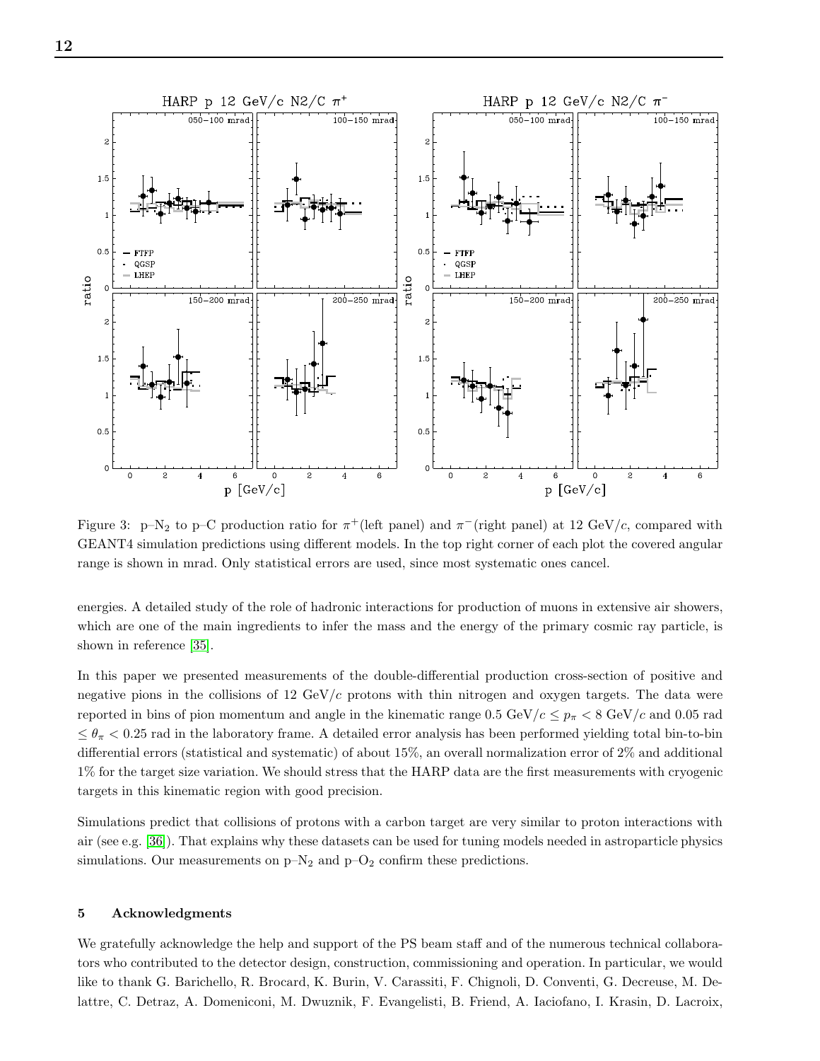Figure 3: p–$N_2$ to p–C production ratio for $\pi^+$(left panel) and $\pi^-$(right panel) at 12 GeV/$c$, compared with GEANT4 simulation predictions using different models. In the top right corner of each plot the covered angular range is shown in mrad. Only statistical errors are used, since most systematic ones cancel.

energies. A detailed study of the role of hadronic interactions for production of muons in extensive air showers, which are one of the main ingredients to infer the mass and the energy of the primary cosmic ray particle, is shown in reference [35].

In this paper we presented measurements of the double-differential production cross-section of positive and negative pions in the collisions of 12 GeV/$c$ protons with thin nitrogen and oxygen targets. The data were reported in bins of pion momentum and angle in the kinematic range 0.5 GeV/$c \leq p_\pi <$ 8 GeV/$c$ and 0.05 rad $\leq \theta_\pi <$ 0.25 rad in the laboratory frame. A detailed error analysis has been performed yielding total bin-to-bin differential errors (statistical and systematic) of about 15%, an overall normalization error of 2% and additional 1% for the target size variation. We should stress that the HARP data are the first measurements with cryogenic targets in this kinematic region with good precision.

Simulations predict that collisions of protons with a carbon target are very similar to proton interactions with air (see e.g. [36]). That explains why these datasets can be used for tuning models needed in astroparticle physics simulations. Our measurements on p–$N_2$ and p–$O_2$ confirm these predictions.

## 5 Acknowledgments

We gratefully acknowledge the help and support of the PS beam staff and of the numerous technical collaborators who contributed to the detector design, construction, commissioning and operation. In particular, we would like to thank G. Barichello, R. Brocard, K. Burin, V. Carassiti, F. Chignoli, D. Conventi, G. Decreuse, M. Delattre, C. Detraz, A. Domeniconi, M. Dwuznik, F. Evangelisti, B. Friend, A. Iaciofano, I. Krasin, D. Lacroix,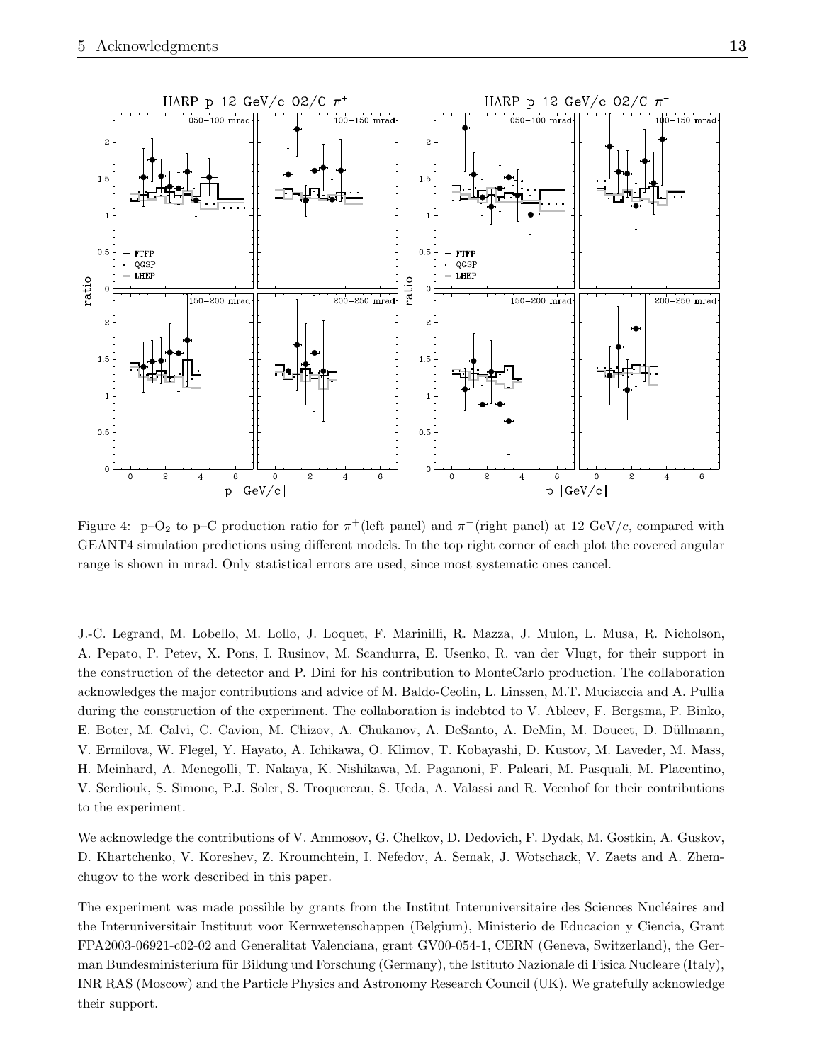Figure 4: p–$O_2$ to p–C production ratio for $\pi^+$(left panel) and $\pi^-$(right panel) at 12 GeV/$c$, compared with GEANT4 simulation predictions using different models. In the top right corner of each plot the covered angular range is shown in mrad. Only statistical errors are used, since most systematic ones cancel.

J.-C. Legrand, M. Lobello, M. Lollo, J. Loquet, F. Marinilli, R. Mazza, J. Mulon, L. Musa, R. Nicholson, A. Pepato, P. Petev, X. Pons, I. Rusinov, M. Scandurra, E. Usenko, R. van der Vlugt, for their support in the construction of the detector and P. Dini for his contribution to MonteCarlo production. The collaboration acknowledges the major contributions and advice of M. Baldo-Ceolin, L. Linssen, M.T. Muciaccia and A. Pullia during the construction of the experiment. The collaboration is indebted to V. Ableev, F. Bergsma, P. Binko, E. Boter, M. Calvi, C. Cavion, M. Chizov, A. Chukanov, A. DeSanto, A. DeMin, M. Doucet, D. Düllmann, V. Ermilova, W. Flegel, Y. Hayato, A. Ichikawa, O. Klimov, T. Kobayashi, D. Kustov, M. Laveder, M. Mass, H. Meinhard, A. Menegolli, T. Nakaya, K. Nishikawa, M. Paganoni, F. Paleari, M. Pasquali, M. Placentino, V. Serdiouk, S. Simone, P.J. Soler, S. Troquereau, S. Ueda, A. Valassi and R. Veenhof for their contributions to the experiment.

We acknowledge the contributions of V. Ammosov, G. Chelkov, D. Dedovich, F. Dydak, M. Gostkin, A. Guskov, D. Khartchenko, V. Koreshev, Z. Kroumchtein, I. Nefedov, A. Semak, J. Wotschack, V. Zaets and A. Zhemchugov to the work described in this paper.

The experiment was made possible by grants from the Institut Interuniversitaire des Sciences Nucléaires and the Interuniversitair Instituut voor Kernwetenschappen (Belgium), Ministerio de Educacion y Ciencia, Grant FPA2003-06921-c02-02 and Generalitat Valenciana, grant GV00-054-1, CERN (Geneva, Switzerland), the German Bundesministerium für Bildung und Forschung (Germany), the Istituto Nazionale di Fisica Nucleare (Italy), INR RAS (Moscow) and the Particle Physics and Astronomy Research Council (UK). We gratefully acknowledge their support.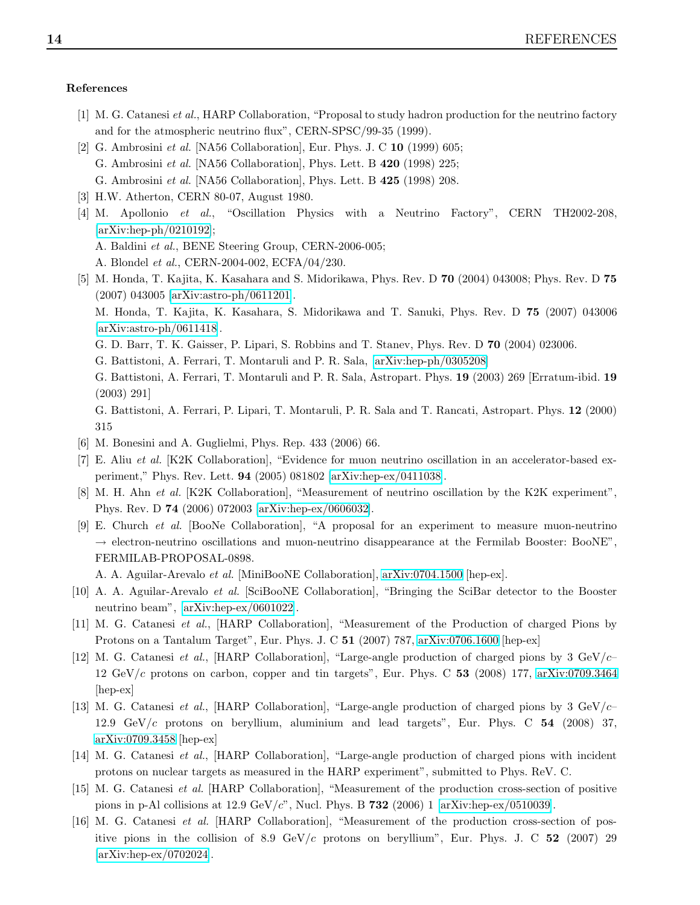### References

[1] M. G. Catanesi *et al.*, HARP Collaboration, "Proposal to study hadron production for the neutrino factory and for the atmospheric neutrino flux", CERN-SPSC/99-35 (1999).

[2] G. Ambrosini *et al.* [NA56 Collaboration], Eur. Phys. J. C **10** (1999) 605;
G. Ambrosini *et al.* [NA56 Collaboration], Phys. Lett. B **420** (1998) 225;
G. Ambrosini *et al.* [NA56 Collaboration], Phys. Lett. B **425** (1998) 208.

[3] H.W. Atherton, CERN 80-07, August 1980.

[4] M. Apollonio *et al.*, "Oscillation Physics with a Neutrino Factory", CERN TH2002-208, arXiv:hep-ph/0210192;
A. Baldini *et al.*, BENE Steering Group, CERN-2006-005;
A. Blondel *et al.*, CERN-2004-002, ECFA/04/230.

[5] M. Honda, T. Kajita, K. Kasahara and S. Midorikawa, Phys. Rev. D **70** (2004) 043008; Phys. Rev. D **75** (2007) 043005 arXiv:astro-ph/0611201.
M. Honda, T. Kajita, K. Kasahara, S. Midorikawa and T. Sanuki, Phys. Rev. D **75** (2007) 043006 arXiv:astro-ph/0611418.
G. D. Barr, T. K. Gaisser, P. Lipari, S. Robbins and T. Stanev, Phys. Rev. D **70** (2004) 023006.
G. Battistoni, A. Ferrari, T. Montaruli and P. R. Sala, arXiv:hep-ph/0305208
G. Battistoni, A. Ferrari, T. Montaruli and P. R. Sala, Astropart. Phys. **19** (2003) 269 [Erratum-ibid. **19** (2003) 291]
G. Battistoni, A. Ferrari, P. Lipari, T. Montaruli, P. R. Sala and T. Rancati, Astropart. Phys. **12** (2000) 315

[6] M. Bonesini and A. Guglielmi, Phys. Rep. 433 (2006) 66.

[7] E. Aliu *et al.* [K2K Collaboration], "Evidence for muon neutrino oscillation in an accelerator-based experiment," Phys. Rev. Lett. **94** (2005) 081802 arXiv:hep-ex/0411038.

[8] M. H. Ahn *et al.* [K2K Collaboration], "Measurement of neutrino oscillation by the K2K experiment", Phys. Rev. D **74** (2006) 072003 arXiv:hep-ex/0606032.

[9] E. Church *et al.* [BooNe Collaboration], "A proposal for an experiment to measure muon-neutrino $\rightarrow$ electron-neutrino oscillations and muon-neutrino disappearance at the Fermilab Booster: BooNE", FERMILAB-PROPOSAL-0898.
A. A. Aguilar-Arevalo *et al.* [MiniBooNE Collaboration], arXiv:0704.1500 [hep-ex].

[10] A. A. Aguilar-Arevalo *et al.* [SciBooNE Collaboration], "Bringing the SciBar detector to the Booster neutrino beam", arXiv:hep-ex/0601022.

[11] M. G. Catanesi *et al.*, [HARP Collaboration], "Measurement of the Production of charged Pions by Protons on a Tantalum Target", Eur. Phys. J. C **51** (2007) 787, arXiv:0706.1600 [hep-ex]

[12] M. G. Catanesi *et al.*, [HARP Collaboration], "Large-angle production of charged pions by 3 GeV/$c$–12 GeV/$c$ protons on carbon, copper and tin targets", Eur. Phys. C **53** (2008) 177, arXiv:0709.3464 [hep-ex]

[13] M. G. Catanesi *et al.*, [HARP Collaboration], "Large-angle production of charged pions by 3 GeV/$c$–12.9 GeV/$c$ protons on beryllium, aluminium and lead targets", Eur. Phys. C **54** (2008) 37, arXiv:0709.3458 [hep-ex]

[14] M. G. Catanesi *et al.*, [HARP Collaboration], "Large-angle production of charged pions with incident protons on nuclear targets as measured in the HARP experiment", submitted to Phys. ReV. C.

[15] M. G. Catanesi *et al.* [HARP Collaboration], "Measurement of the production cross-section of positive pions in p-Al collisions at 12.9 GeV/$c$", Nucl. Phys. B **732** (2006) 1 arXiv:hep-ex/0510039.

[16] M. G. Catanesi *et al.* [HARP Collaboration], "Measurement of the production cross-section of positive pions in the collision of 8.9 GeV/$c$ protons on beryllium", Eur. Phys. J. C **52** (2007) 29 arXiv:hep-ex/0702024.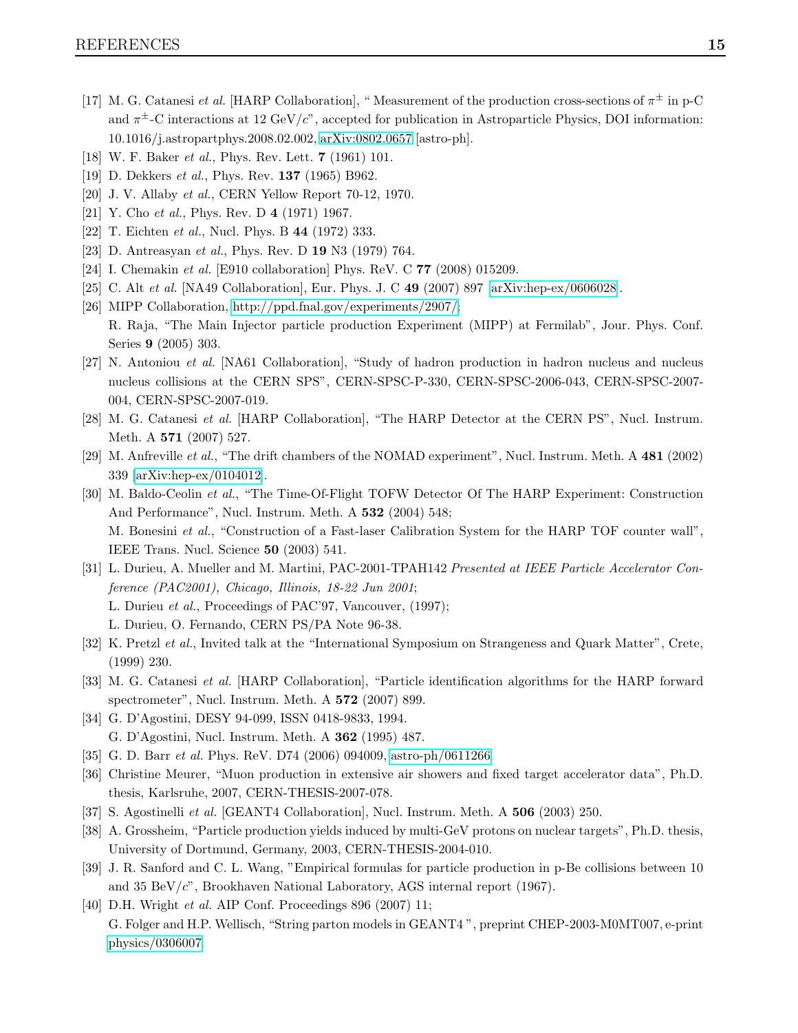[17] M. G. Catanesi *et al.* [HARP Collaboration], " Measurement of the production cross-sections of $\pi^{\pm}$ in p-C and $\pi^{\pm}$-C interactions at 12 GeV/$c$", accepted for publication in Astroparticle Physics, DOI information: 10.1016/j.astropartphys.2008.02.002, arXiv:0802.0657 [astro-ph].

[18] W. F. Baker *et al.*, Phys. Rev. Lett. **7** (1961) 101.

[19] D. Dekkers *et al.*, Phys. Rev. **137** (1965) B962.

[20] J. V. Allaby *et al.*, CERN Yellow Report 70-12, 1970.

[21] Y. Cho *et al.*, Phys. Rev. D **4** (1971) 1967.

[22] T. Eichten *et al.*, Nucl. Phys. B **44** (1972) 333.

[23] D. Antreasyan *et al.*, Phys. Rev. D **19** N3 (1979) 764.

[24] I. Chemakin *et al.* [E910 collaboration] Phys. ReV. C **77** (2008) 015209.

[25] C. Alt *et al.* [NA49 Collaboration], Eur. Phys. J. C **49** (2007) 897 arXiv:hep-ex/0606028.

[26] MIPP Collaboration, http://ppd.fnal.gov/experiments/2907/;
R. Raja, "The Main Injector particle production Experiment (MIPP) at Fermilab", Jour. Phys. Conf. Series **9** (2005) 303.

[27] N. Antoniou *et al.* [NA61 Collaboration], "Study of hadron production in hadron nucleus and nucleus nucleus collisions at the CERN SPS", CERN-SPSC-P-330, CERN-SPSC-2006-043, CERN-SPSC-2007-004, CERN-SPSC-2007-019.

[28] M. G. Catanesi *et al.* [HARP Collaboration], "The HARP Detector at the CERN PS", Nucl. Instrum. Meth. A **571** (2007) 527.

[29] M. Anfreville *et al.*, "The drift chambers of the NOMAD experiment", Nucl. Instrum. Meth. A **481** (2002) 339 [arXiv:hep-ex/0104012].

[30] M. Baldo-Ceolin *et al.*, "The Time-Of-Flight TOFW Detector Of The HARP Experiment: Construction And Performance", Nucl. Instrum. Meth. A **532** (2004) 548;
M. Bonesini *et al.*, "Construction of a Fast-laser Calibration System for the HARP TOF counter wall", IEEE Trans. Nucl. Science **50** (2003) 541.

[31] L. Durieu, A. Mueller and M. Martini, PAC-2001-TPAH142 *Presented at IEEE Particle Accelerator Conference (PAC2001), Chicago, Illinois, 18-22 Jun 2001*;
L. Durieu *et al.*, Proceedings of PAC'97, Vancouver, (1997);
L. Durieu, O. Fernando, CERN PS/PA Note 96-38.

[32] K. Pretzl *et al.*, Invited talk at the "International Symposium on Strangeness and Quark Matter", Crete, (1999) 230.

[33] M. G. Catanesi *et al.* [HARP Collaboration], "Particle identification algorithms for the HARP forward spectrometer", Nucl. Instrum. Meth. A **572** (2007) 899.

[34] G. D'Agostini, DESY 94-099, ISSN 0418-9833, 1994.
G. D'Agostini, Nucl. Instrum. Meth. A **362** (1995) 487.

[35] G. D. Barr *et al.* Phys. ReV. D74 (2006) 094009, astro-ph/0611266.

[36] Christine Meurer, "Muon production in extensive air showers and fixed target accelerator data", Ph.D. thesis, Karlsruhe, 2007, CERN-THESIS-2007-078.

[37] S. Agostinelli *et al.* [GEANT4 Collaboration], Nucl. Instrum. Meth. A **506** (2003) 250.

[38] A. Grossheim, "Particle production yields induced by multi-GeV protons on nuclear targets", Ph.D. thesis, University of Dortmund, Germany, 2003, CERN-THESIS-2004-010.

[39] J. R. Sanford and C. L. Wang, "Empirical formulas for particle production in p-Be collisions between 10 and 35 BeV/$c$", Brookhaven National Laboratory, AGS internal report (1967).

[40] D.H. Wright *et al.* AIP Conf. Proceedings 896 (2007) 11;
G. Folger and H.P. Wellisch, "String parton models in GEANT4 ", preprint CHEP-2003-M0MT007, e-print physics/0306007.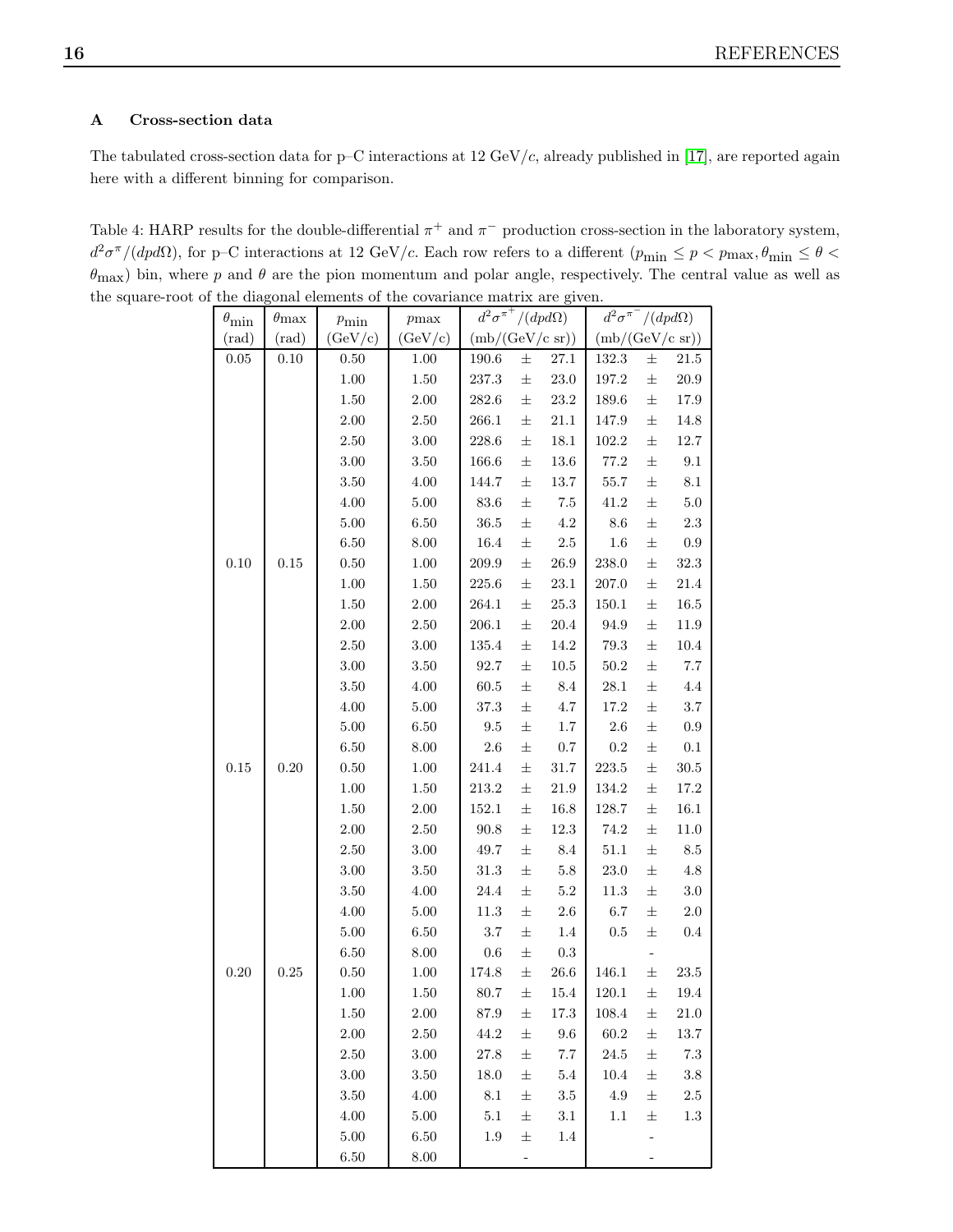## A Cross-section data

The tabulated cross-section data for p–C interactions at 12 GeV/$c$, already published in [17], are reported again here with a different binning for comparison.

Table 4: HARP results for the double-differential $\pi^+$ and $\pi^-$ production cross-section in the laboratory system, $d^2\sigma^\pi/(dpd\Omega)$, for p–C interactions at 12 GeV/$c$. Each row refers to a different ($p_{\rm min} \le p < p_{\rm max}, \theta_{\rm min} \le \theta < \theta_{\rm max}$) bin, where $p$ and $\theta$ are the pion momentum and polar angle, respectively. The central value as well as the square-root of the diagonal elements of the covariance matrix are given.

| $\theta_{\rm min}$ (rad) | $\theta_{\rm max}$ (rad) | $p_{\rm min}$ (GeV/c) | $p_{\rm max}$ (GeV/c) | $d^2\sigma^{\pi^+}/(dpd\Omega)$ (mb/(GeV/c sr)) | $d^2\sigma^{\pi^-}/(dpd\Omega)$ (mb/(GeV/c sr)) |
|---|---|---|---|---|---|
| 0.05 | 0.10 | 0.50 | 1.00 | 190.6 ± 27.1 | 132.3 ± 21.5 |
| | | 1.00 | 1.50 | 237.3 ± 23.0 | 197.2 ± 20.9 |
| | | 1.50 | 2.00 | 282.6 ± 23.2 | 189.6 ± 17.9 |
| | | 2.00 | 2.50 | 266.1 ± 21.1 | 147.9 ± 14.8 |
| | | 2.50 | 3.00 | 228.6 ± 18.1 | 102.2 ± 12.7 |
| | | 3.00 | 3.50 | 166.6 ± 13.6 | 77.2 ± 9.1 |
| | | 3.50 | 4.00 | 144.7 ± 13.7 | 55.7 ± 8.1 |
| | | 4.00 | 5.00 | 83.6 ± 7.5 | 41.2 ± 5.0 |
| | | 5.00 | 6.50 | 36.5 ± 4.2 | 8.6 ± 2.3 |
| | | 6.50 | 8.00 | 16.4 ± 2.5 | 1.6 ± 0.9 |
| 0.10 | 0.15 | 0.50 | 1.00 | 209.9 ± 26.9 | 238.0 ± 32.3 |
| | | 1.00 | 1.50 | 225.6 ± 23.1 | 207.0 ± 21.4 |
| | | 1.50 | 2.00 | 264.1 ± 25.3 | 150.1 ± 16.5 |
| | | 2.00 | 2.50 | 206.1 ± 20.4 | 94.9 ± 11.9 |
| | | 2.50 | 3.00 | 135.4 ± 14.2 | 79.3 ± 10.4 |
| | | 3.00 | 3.50 | 92.7 ± 10.5 | 50.2 ± 7.7 |
| | | 3.50 | 4.00 | 60.5 ± 8.4 | 28.1 ± 4.4 |
| | | 4.00 | 5.00 | 37.3 ± 4.7 | 17.2 ± 3.7 |
| | | 5.00 | 6.50 | 9.5 ± 1.7 | 2.6 ± 0.9 |
| | | 6.50 | 8.00 | 2.6 ± 0.7 | 0.2 ± 0.1 |
| 0.15 | 0.20 | 0.50 | 1.00 | 241.4 ± 31.7 | 223.5 ± 30.5 |
| | | 1.00 | 1.50 | 213.2 ± 21.9 | 134.2 ± 17.2 |
| | | 1.50 | 2.00 | 152.1 ± 16.8 | 128.7 ± 16.1 |
| | | 2.00 | 2.50 | 90.8 ± 12.3 | 74.2 ± 11.0 |
| | | 2.50 | 3.00 | 49.7 ± 8.4 | 51.1 ± 8.5 |
| | | 3.00 | 3.50 | 31.3 ± 5.8 | 23.0 ± 4.8 |
| | | 3.50 | 4.00 | 24.4 ± 5.2 | 11.3 ± 3.0 |
| | | 4.00 | 5.00 | 11.3 ± 2.6 | 6.7 ± 2.0 |
| | | 5.00 | 6.50 | 3.7 ± 1.4 | 0.5 ± 0.4 |
| | | 6.50 | 8.00 | 0.6 ± 0.3 | - |
| 0.20 | 0.25 | 0.50 | 1.00 | 174.8 ± 26.6 | 146.1 ± 23.5 |
| | | 1.00 | 1.50 | 80.7 ± 15.4 | 120.1 ± 19.4 |
| | | 1.50 | 2.00 | 87.9 ± 17.3 | 108.4 ± 21.0 |
| | | 2.00 | 2.50 | 44.2 ± 9.6 | 60.2 ± 13.7 |
| | | 2.50 | 3.00 | 27.8 ± 7.7 | 24.5 ± 7.3 |
| | | 3.00 | 3.50 | 18.0 ± 5.4 | 10.4 ± 3.8 |
| | | 3.50 | 4.00 | 8.1 ± 3.5 | 4.9 ± 2.5 |
| | | 4.00 | 5.00 | 5.1 ± 3.1 | 1.1 ± 1.3 |
| | | 5.00 | 6.50 | 1.9 ± 1.4 | - |
| | | 6.50 | 8.00 | - | - |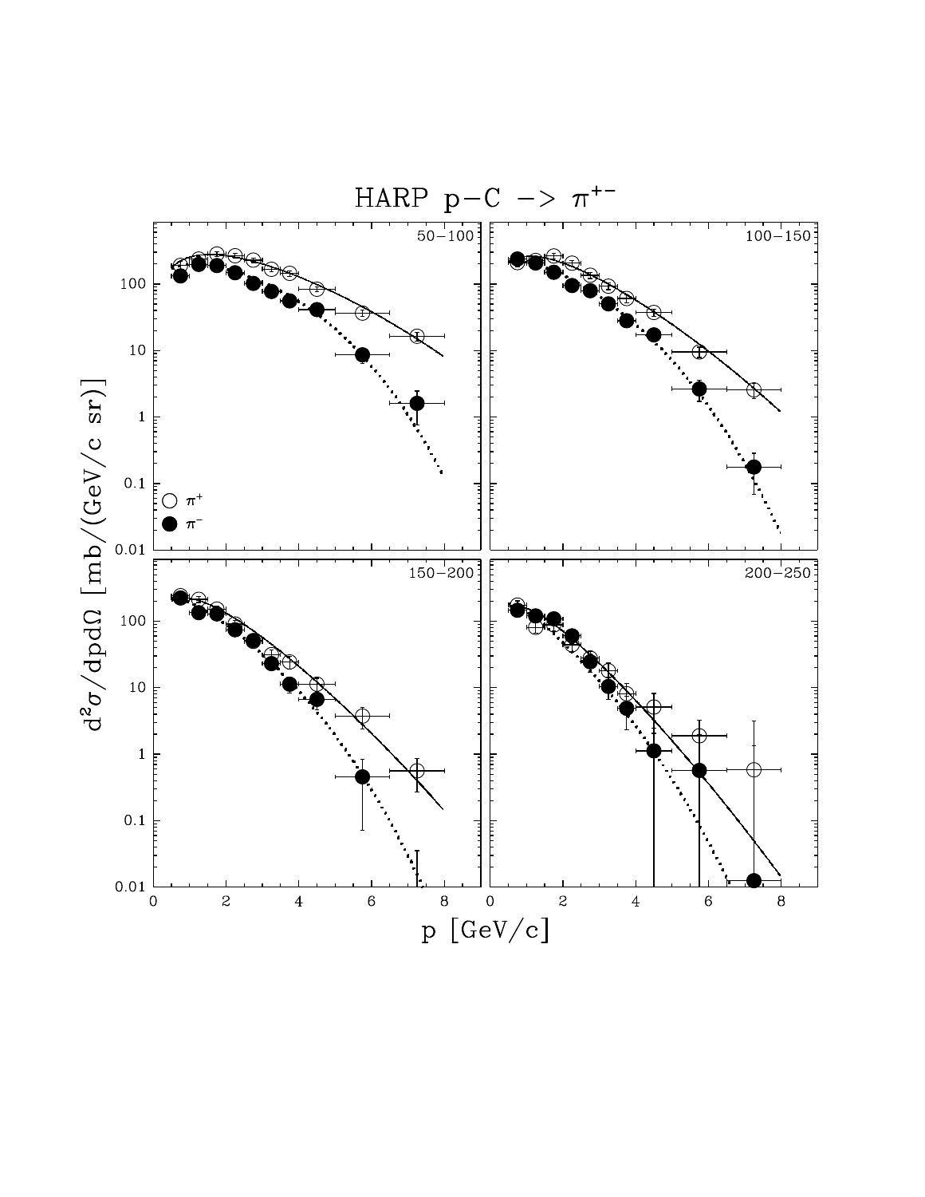HARP p−C −> $\pi^{+-}$

50–100

100–150

150–200

200–250

$\pi^+$

$\pi^-$

$d^2\sigma/dpd\Omega$ [mb/(GeV/c sr)]

p [GeV/c]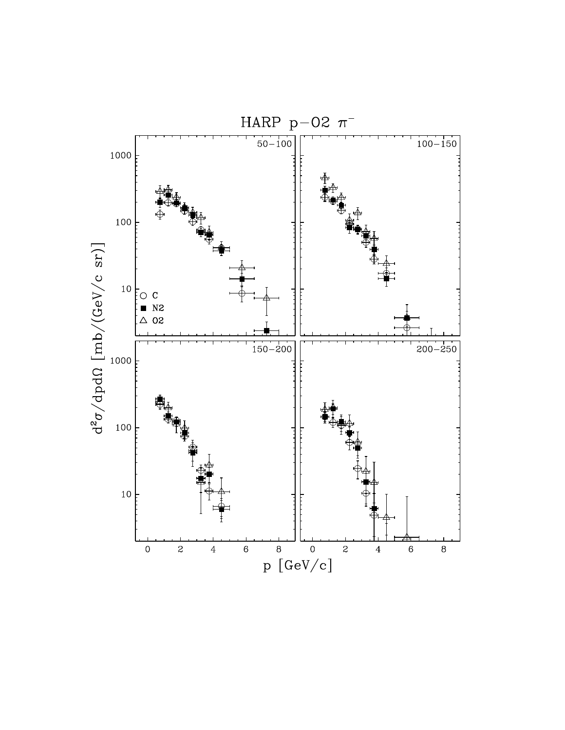HARP p−O2 $\pi^-$

50–100

100–150

150–200

200–250

○ C
■ N2
△ O2

$d^2\sigma/dpd\Omega$ [mb/(GeV/c sr)]

p [GeV/c]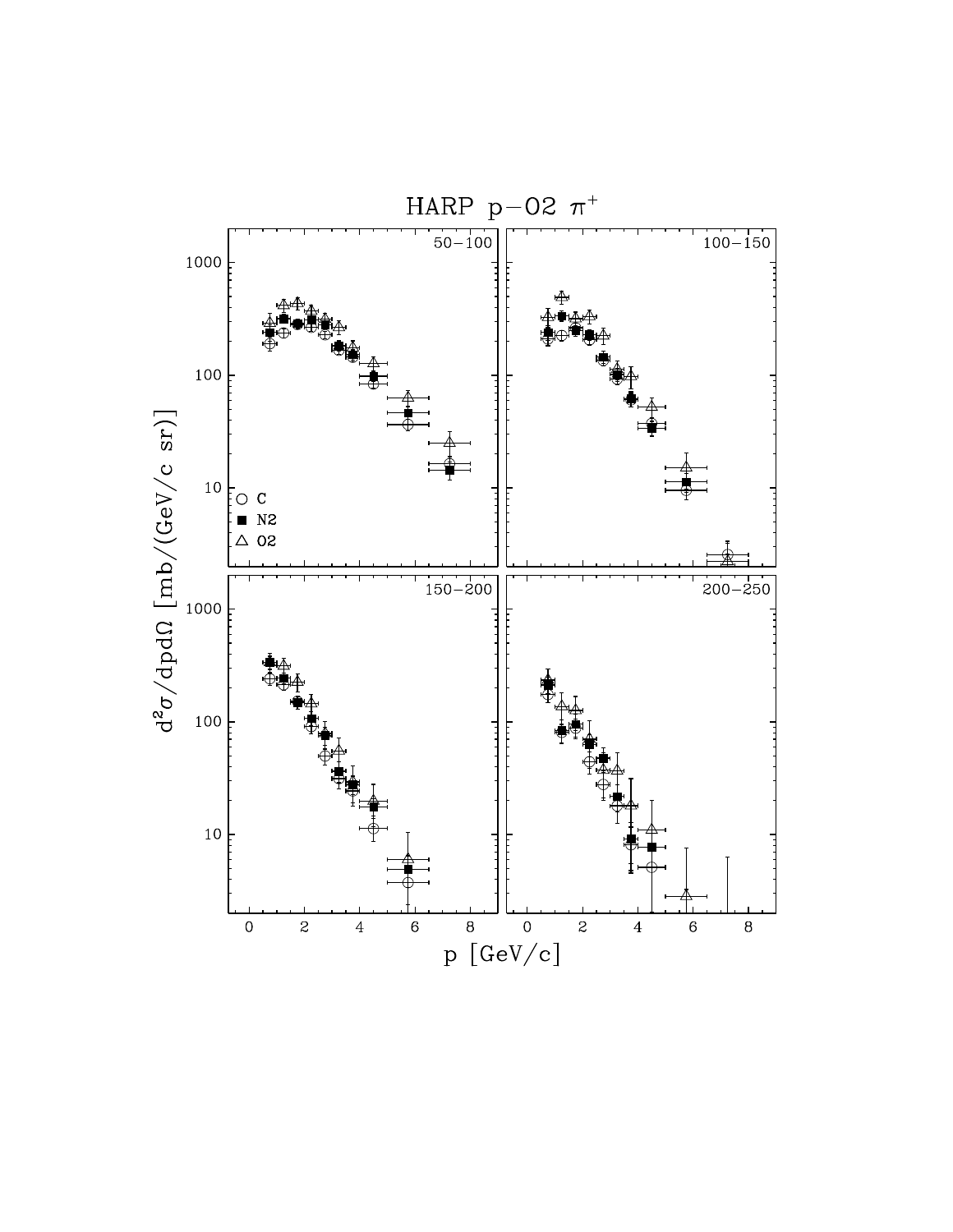HARP p−O2 $\pi^+$

50–100, 100–150, 150–200, 200–250

$d^2\sigma/dpd\Omega$ [mb/(GeV/c sr)]

p [GeV/c]

C, N2, O2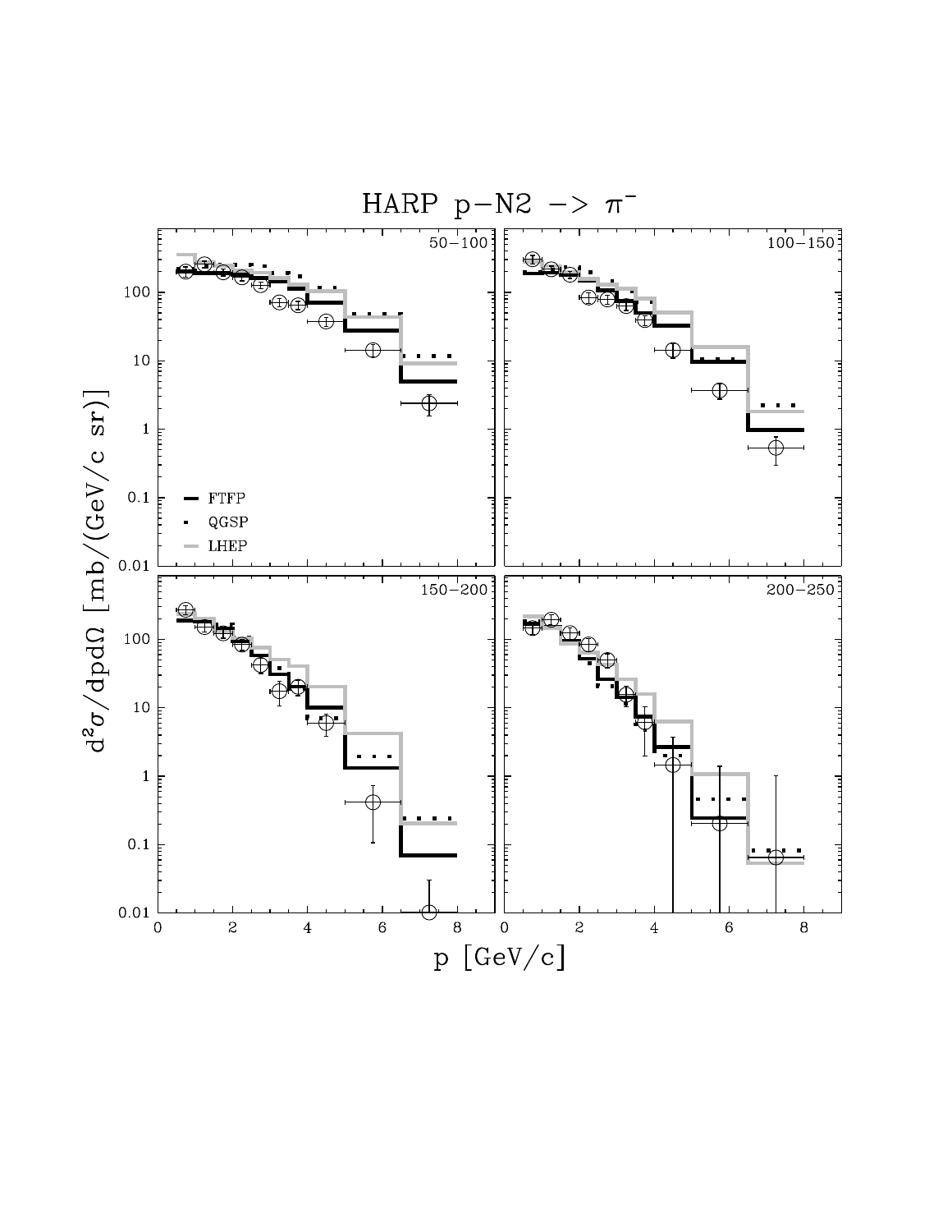HARP p−N2 −> $\pi^-$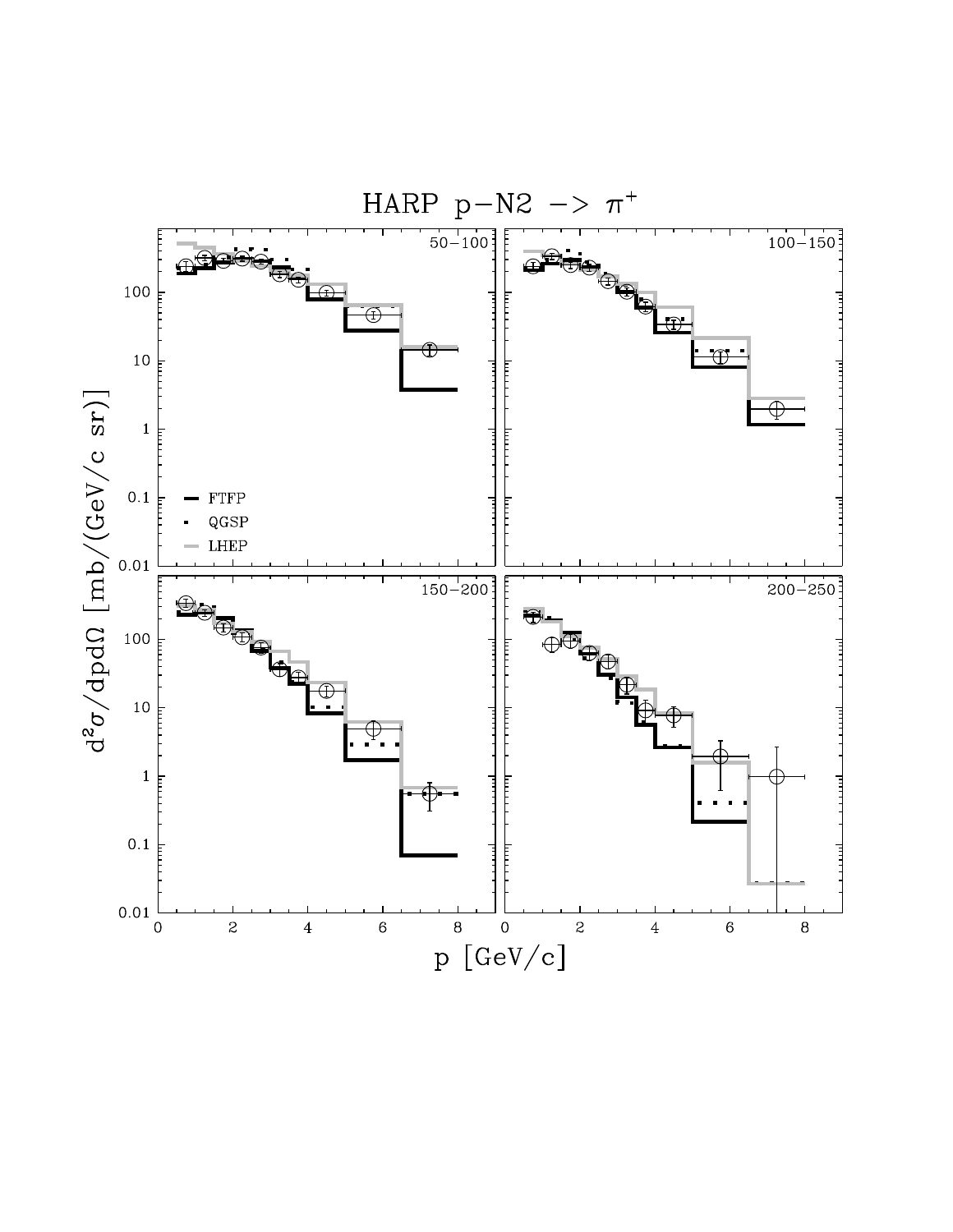HARP p-N2 -> $\pi^+$

50-100

100-150

150-200

200-250

FTFP

QGSP

LHEP

$d^2\sigma/dpd\Omega$ [mb/(GeV/c sr)]

p [GeV/c]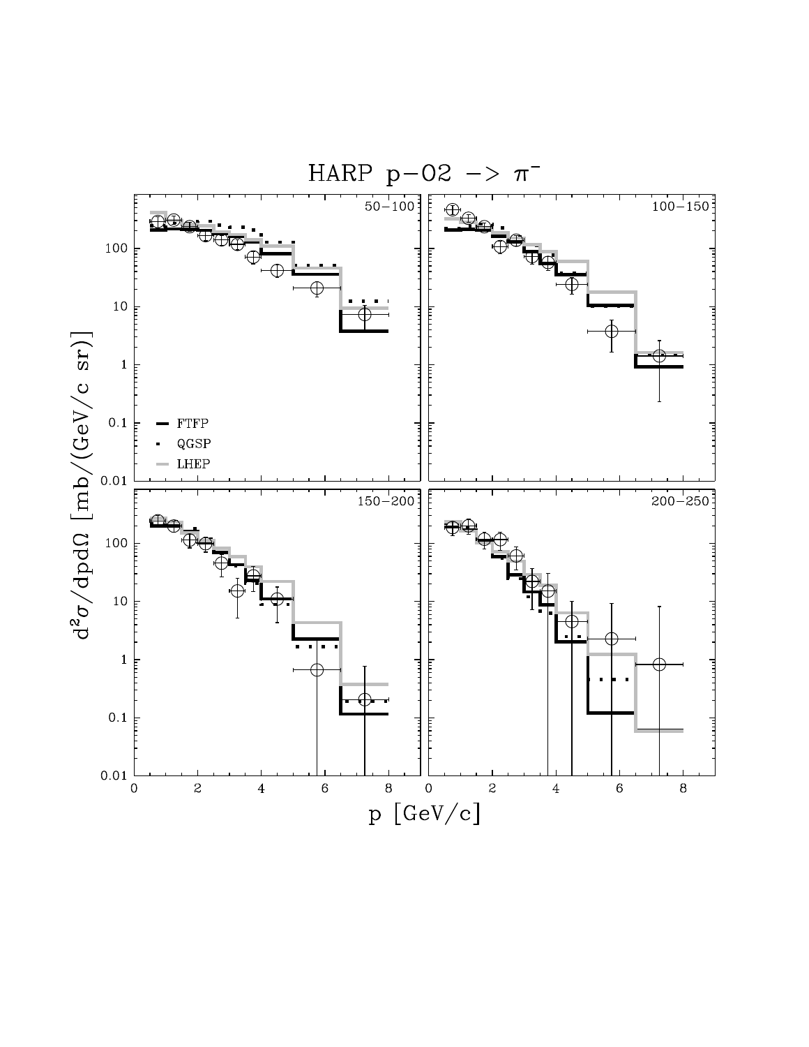HARP p-O2 -> $\pi^-$

50–100 | 100–150 | 150–200 | 200–250

FTFP

QGSP

LHEP

$d^2\sigma/dpd\Omega$ [mb/(GeV/c sr)]

p [GeV/c]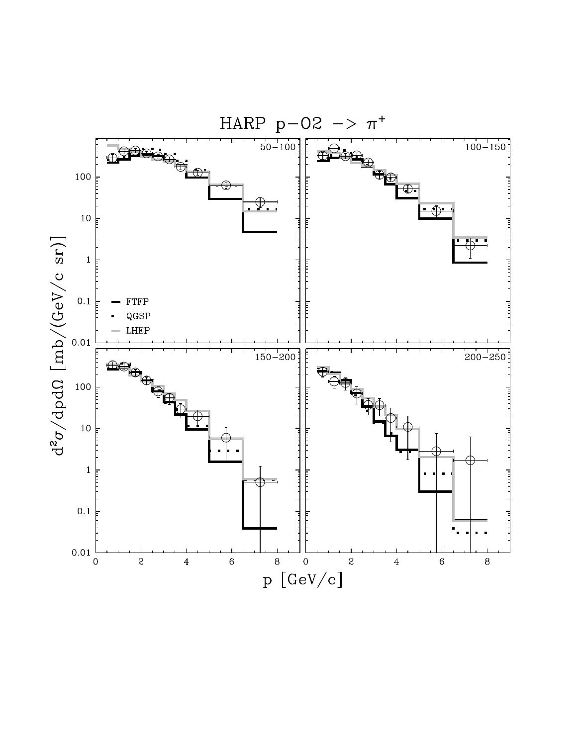HARP p−O2 -> $\pi^+$

50-100

100-150

150-200

200-250

FTFP

QGSP

LHEP

$d^2\sigma/dpd\Omega$ [mb/(GeV/c sr)]

p [GeV/c]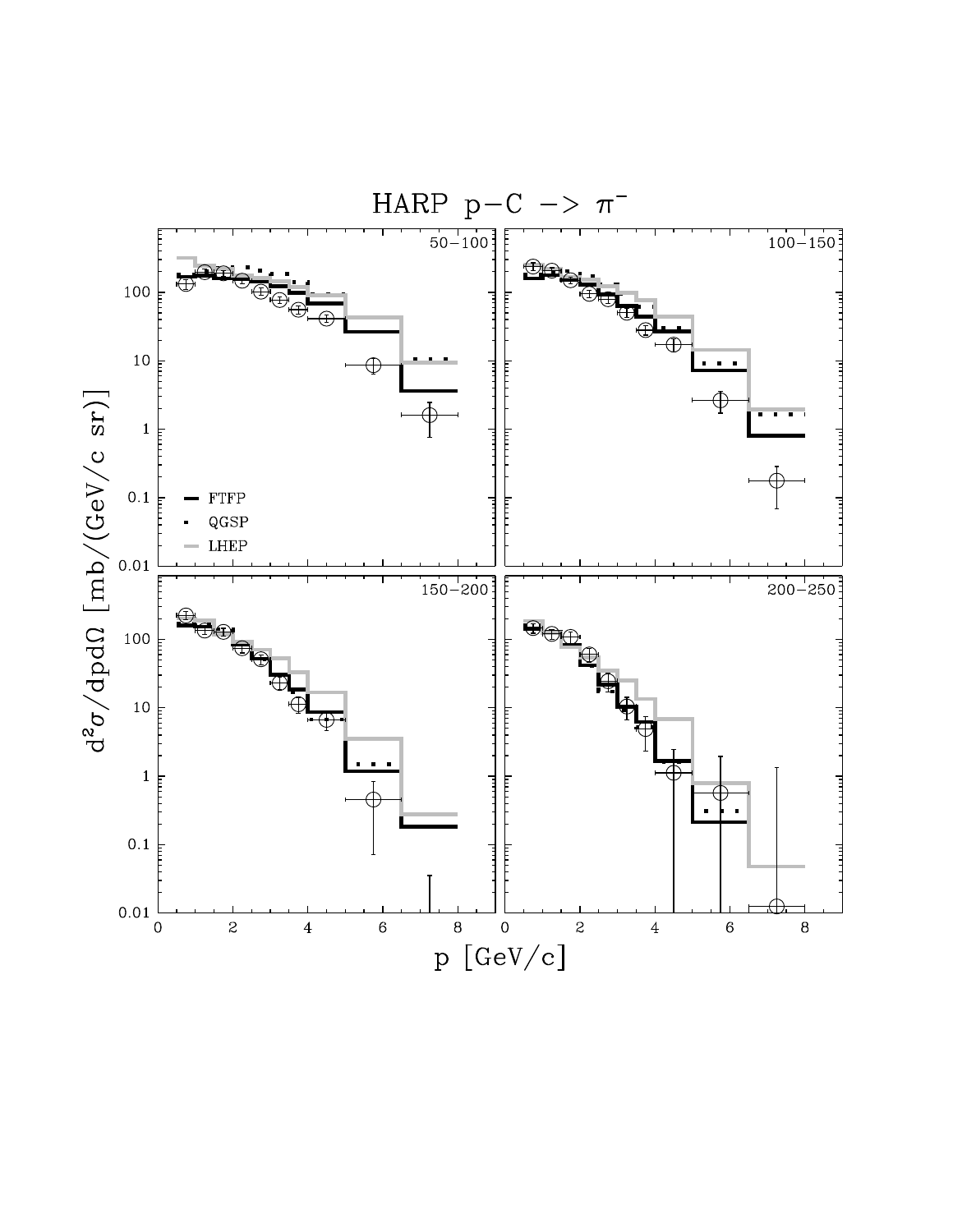# HARP p−C −> $\pi^-$

50−100

100−150

150−200

200−250

FTFP

QGSP

LHEP

$d^2\sigma/dpd\Omega$ [mb/(GeV/c sr)]

p [GeV/c]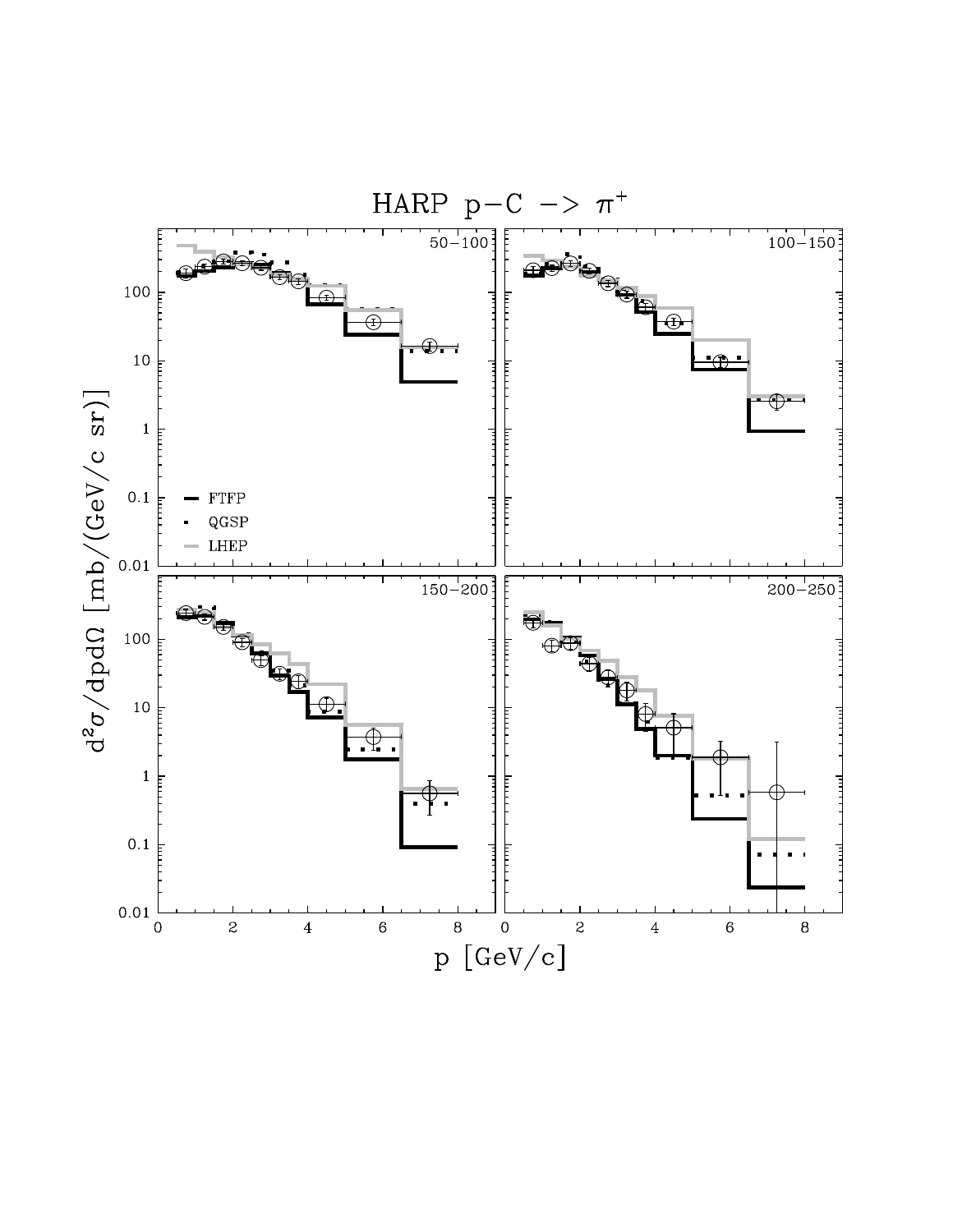HARP p−C -> $\pi^+$

50−100

100−150

150−200

200−250

FTFP

QGSP

LHEP

$d^2\sigma/dpd\Omega$ [mb/(GeV/c sr)]

p [GeV/c]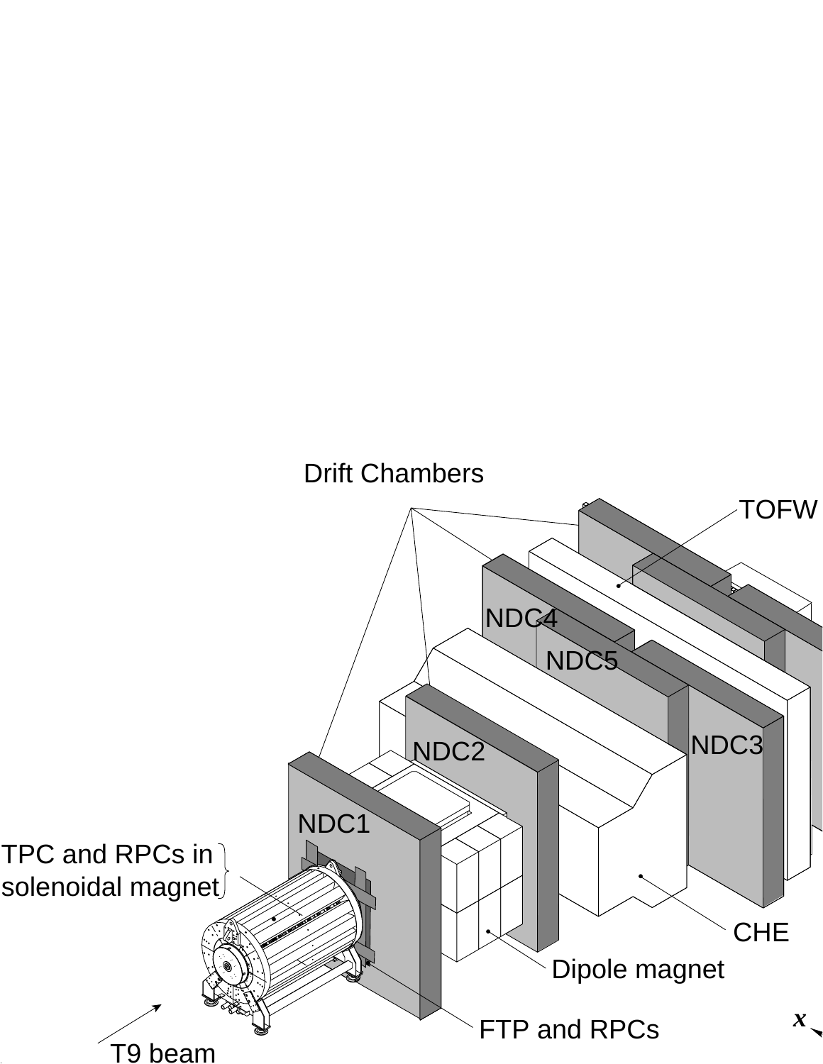Drift Chambers

TOFW

NDC4

NDC5

NDC2

NDC3

NDC1

TPC and RPCs in
solenoidal magnet

CHE

Dipole magnet

FTP and RPCs

T9 beam

x